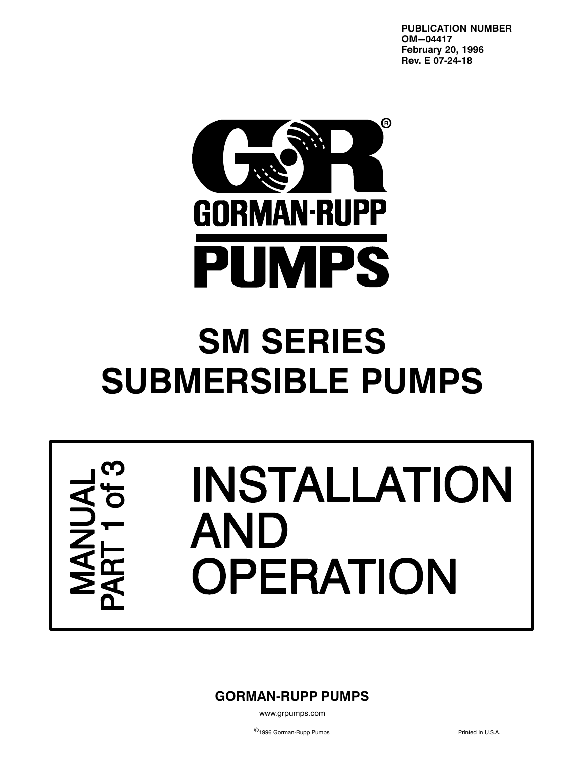**PUBLICATION NUMBER**
**OM−04417**
**February 20, 1996**
**Rev. E 07-24-18**

GORMAN-RUPP
PUMPS

# SM SERIES SUBMERSIBLE PUMPS

MANUAL
PART 1 of 3

# INSTALLATION AND OPERATION

**GORMAN-RUPP PUMPS**

www.grpumps.com

©1996 Gorman-Rupp Pumps

Printed in U.S.A.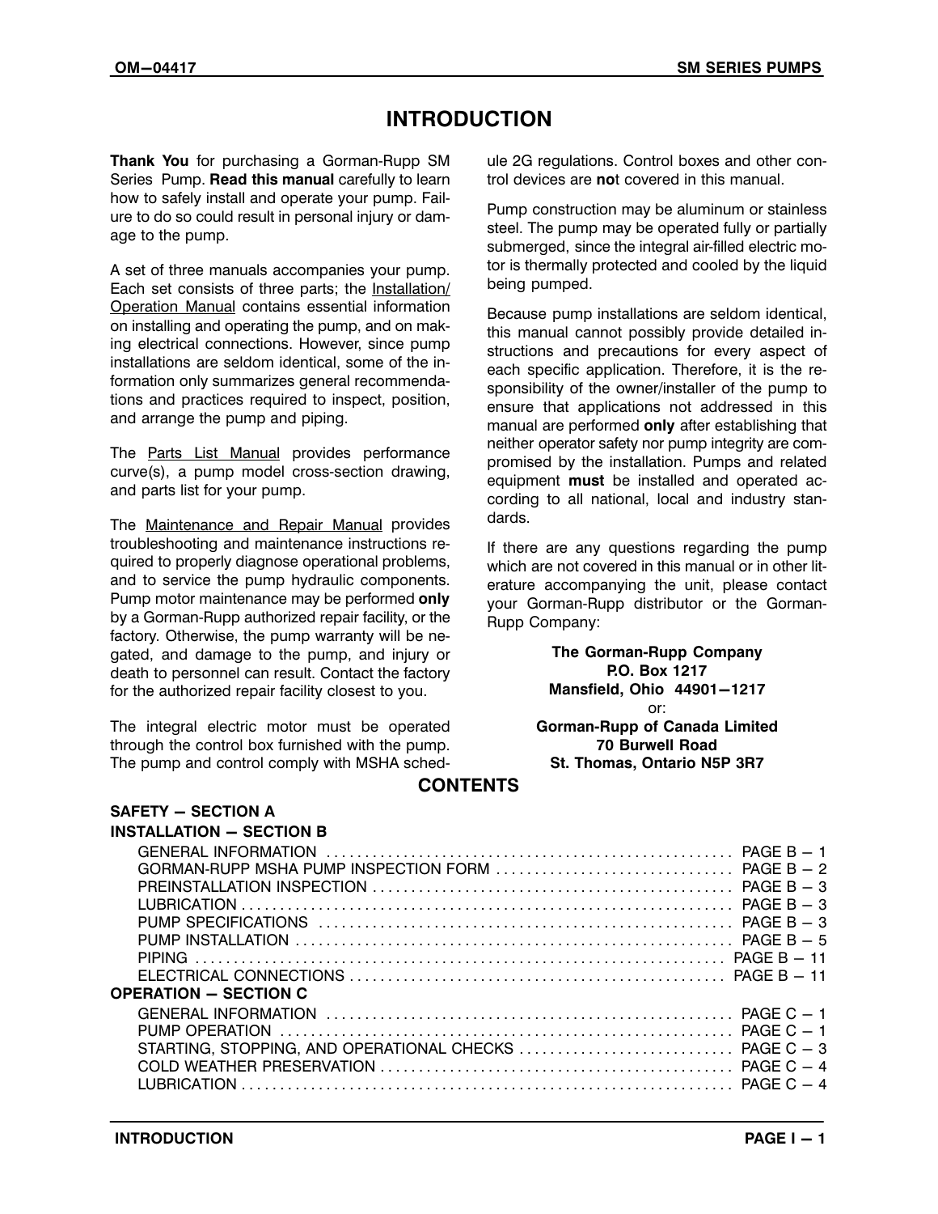# INTRODUCTION

**Thank You** for purchasing a Gorman-Rupp SM Series Pump. **Read this manual** carefully to learn how to safely install and operate your pump. Failure to do so could result in personal injury or damage to the pump.

A set of three manuals accompanies your pump. Each set consists of three parts; the Installation/ Operation Manual contains essential information on installing and operating the pump, and on making electrical connections. However, since pump installations are seldom identical, some of the information only summarizes general recommendations and practices required to inspect, position, and arrange the pump and piping.

The Parts List Manual provides performance curve(s), a pump model cross-section drawing, and parts list for your pump.

The Maintenance and Repair Manual provides troubleshooting and maintenance instructions required to properly diagnose operational problems, and to service the pump hydraulic components. Pump motor maintenance may be performed **only** by a Gorman-Rupp authorized repair facility, or the factory. Otherwise, the pump warranty will be negated, and damage to the pump, and injury or death to personnel can result. Contact the factory for the authorized repair facility closest to you.

The integral electric motor must be operated through the control box furnished with the pump. The pump and control comply with MSHA schedule 2G regulations. Control boxes and other control devices are **no**t covered in this manual.

Pump construction may be aluminum or stainless steel. The pump may be operated fully or partially submerged, since the integral air-filled electric motor is thermally protected and cooled by the liquid being pumped.

Because pump installations are seldom identical, this manual cannot possibly provide detailed instructions and precautions for every aspect of each specific application. Therefore, it is the responsibility of the owner/installer of the pump to ensure that applications not addressed in this manual are performed **only** after establishing that neither operator safety nor pump integrity are compromised by the installation. Pumps and related equipment **must** be installed and operated according to all national, local and industry standards.

If there are any questions regarding the pump which are not covered in this manual or in other literature accompanying the unit, please contact your Gorman-Rupp distributor or the Gorman-Rupp Company:

**The Gorman-Rupp Company**
**P.O. Box 1217**
**Mansfield, Ohio 44901−1217**
or:
**Gorman-Rupp of Canada Limited**
**70 Burwell Road**
**St. Thomas, Ontario N5P 3R7**

## CONTENTS

**SAFETY − SECTION A**

**INSTALLATION − SECTION B**

- GENERAL INFORMATION ........ PAGE B − 1
- GORMAN-RUPP MSHA PUMP INSPECTION FORM ........ PAGE B − 2
- PREINSTALLATION INSPECTION ........ PAGE B − 3
- LUBRICATION ........ PAGE B − 3
- PUMP SPECIFICATIONS ........ PAGE B − 3
- PUMP INSTALLATION ........ PAGE B − 5
- PIPING ........ PAGE B − 11
- ELECTRICAL CONNECTIONS ........ PAGE B − 11

**OPERATION − SECTION C**

- GENERAL INFORMATION ........ PAGE C − 1
- PUMP OPERATION ........ PAGE C − 1
- STARTING, STOPPING, AND OPERATIONAL CHECKS ........ PAGE C − 3
- COLD WEATHER PRESERVATION ........ PAGE C − 4
- LUBRICATION ........ PAGE C − 4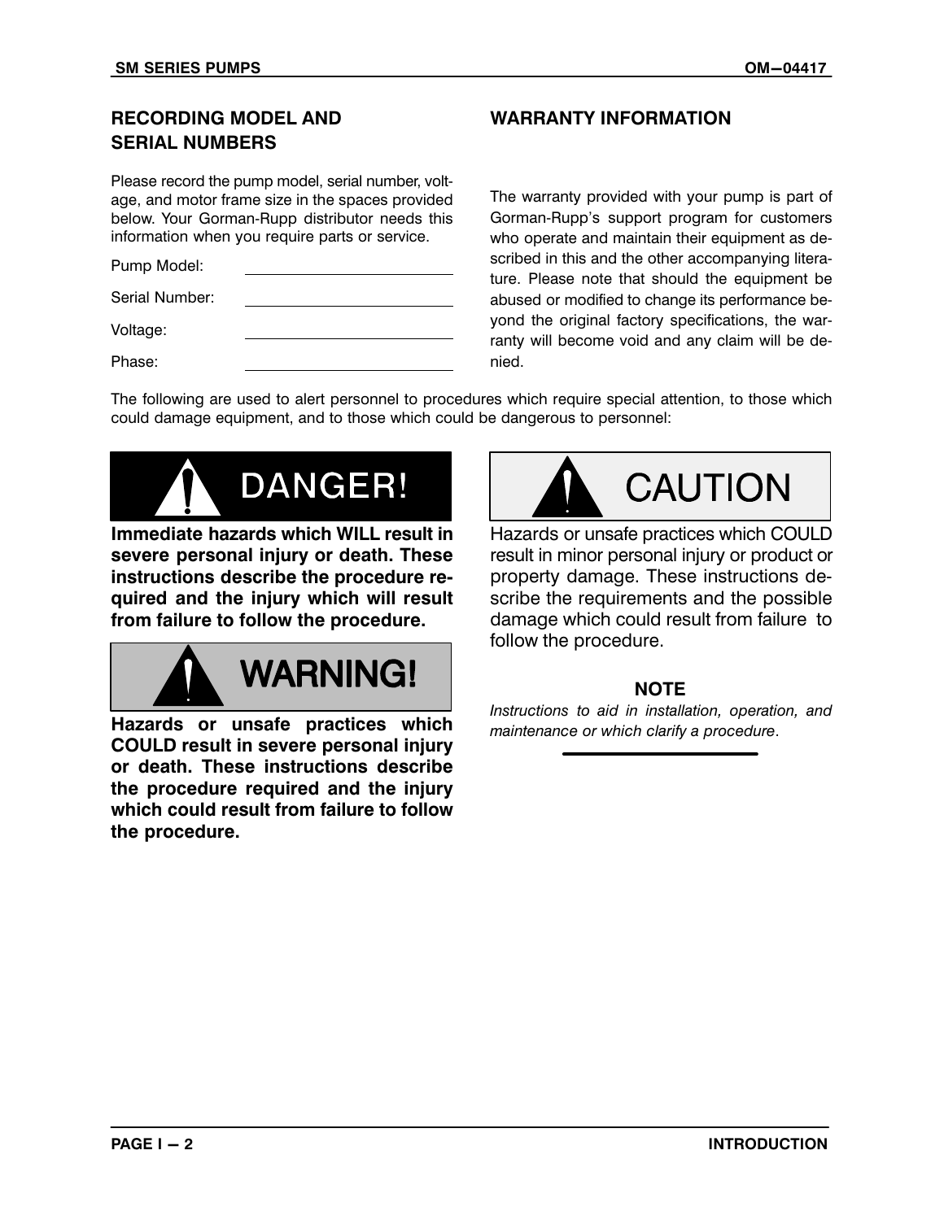## RECORDING MODEL AND SERIAL NUMBERS

Please record the pump model, serial number, voltage, and motor frame size in the spaces provided below. Your Gorman-Rupp distributor needs this information when you require parts or service.

| | |
|---|---|
| Pump Model: | |
| Serial Number: | |
| Voltage: | |
| Phase: | |

## WARRANTY INFORMATION

The warranty provided with your pump is part of Gorman-Rupp's support program for customers who operate and maintain their equipment as described in this and the other accompanying literature. Please note that should the equipment be abused or modified to change its performance beyond the original factory specifications, the warranty will become void and any claim will be denied.

The following are used to alert personnel to procedures which require special attention, to those which could damage equipment, and to those which could be dangerous to personnel:

**DANGER!**

**Immediate hazards which WILL result in severe personal injury or death. These instructions describe the procedure required and the injury which will result from failure to follow the procedure.**

**WARNING!**

**Hazards or unsafe practices which COULD result in severe personal injury or death. These instructions describe the procedure required and the injury which could result from failure to follow the procedure.**

**CAUTION**

Hazards or unsafe practices which COULD result in minor personal injury or product or property damage. These instructions describe the requirements and the possible damage which could result from failure to follow the procedure.

**NOTE**

*Instructions to aid in installation, operation, and maintenance or which clarify a procedure.*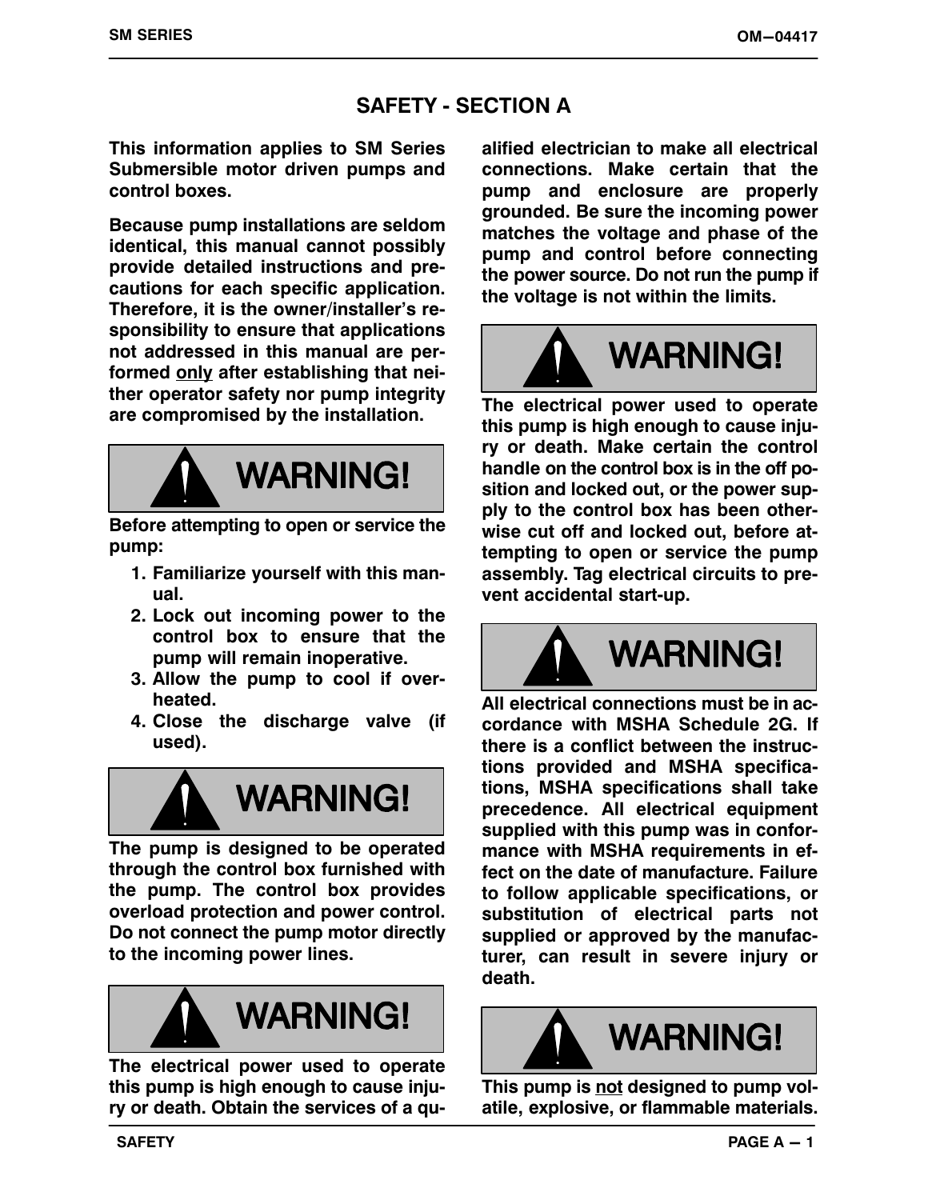# SAFETY - SECTION A

**This information applies to SM Series Submersible motor driven pumps and control boxes.**

**Because pump installations are seldom identical, this manual cannot possibly provide detailed instructions and precautions for each specific application. Therefore, it is the owner/installer's responsibility to ensure that applications not addressed in this manual are performed only after establishing that neither operator safety nor pump integrity are compromised by the installation.**

**WARNING!**

**Before attempting to open or service the pump:**

1. **Familiarize yourself with this manual.**
2. **Lock out incoming power to the control box to ensure that the pump will remain inoperative.**
3. **Allow the pump to cool if overheated.**
4. **Close the discharge valve (if used).**

**WARNING!**

**The pump is designed to be operated through the control box furnished with the pump. The control box provides overload protection and power control. Do not connect the pump motor directly to the incoming power lines.**

**WARNING!**

**The electrical power used to operate this pump is high enough to cause injury or death. Obtain the services of a qualified electrician to make all electrical connections. Make certain that the pump and enclosure are properly grounded. Be sure the incoming power matches the voltage and phase of the pump and control before connecting the power source. Do not run the pump if the voltage is not within the limits.**

**WARNING!**

**The electrical power used to operate this pump is high enough to cause injury or death. Make certain the control handle on the control box is in the off position and locked out, or the power supply to the control box has been otherwise cut off and locked out, before attempting to open or service the pump assembly. Tag electrical circuits to prevent accidental start-up.**

**WARNING!**

**All electrical connections must be in accordance with MSHA Schedule 2G. If there is a conflict between the instructions provided and MSHA specifications, MSHA specifications shall take precedence. All electrical equipment supplied with this pump was in conformance with MSHA requirements in effect on the date of manufacture. Failure to follow applicable specifications, or substitution of electrical parts not supplied or approved by the manufacturer, can result in severe injury or death.**

**WARNING!**

**This pump is not designed to pump volatile, explosive, or flammable materials.**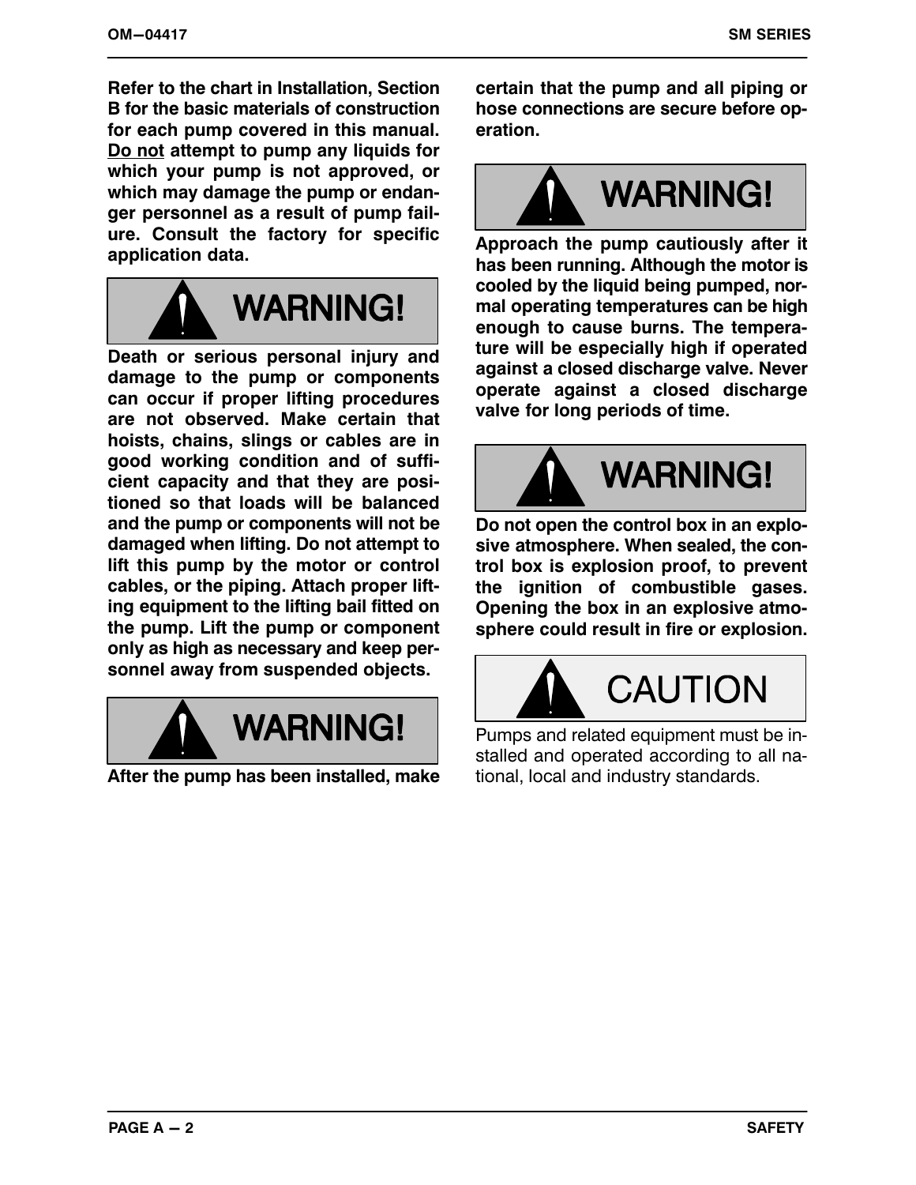**Refer to the chart in Installation, Section B for the basic materials of construction for each pump covered in this manual. Do not attempt to pump any liquids for which your pump is not approved, or which may damage the pump or endanger personnel as a result of pump failure. Consult the factory for specific application data.**

**WARNING!**

**Death or serious personal injury and damage to the pump or components can occur if proper lifting procedures are not observed. Make certain that hoists, chains, slings or cables are in good working condition and of sufficient capacity and that they are positioned so that loads will be balanced and the pump or components will not be damaged when lifting. Do not attempt to lift this pump by the motor or control cables, or the piping. Attach proper lifting equipment to the lifting bail fitted on the pump. Lift the pump or component only as high as necessary and keep personnel away from suspended objects.**

**WARNING!**

**After the pump has been installed, make certain that the pump and all piping or hose connections are secure before operation.**

**WARNING!**

**Approach the pump cautiously after it has been running. Although the motor is cooled by the liquid being pumped, normal operating temperatures can be high enough to cause burns. The temperature will be especially high if operated against a closed discharge valve. Never operate against a closed discharge valve for long periods of time.**

**WARNING!**

**Do not open the control box in an explosive atmosphere. When sealed, the control box is explosion proof, to prevent the ignition of combustible gases. Opening the box in an explosive atmosphere could result in fire or explosion.**

**CAUTION**

Pumps and related equipment must be installed and operated according to all national, local and industry standards.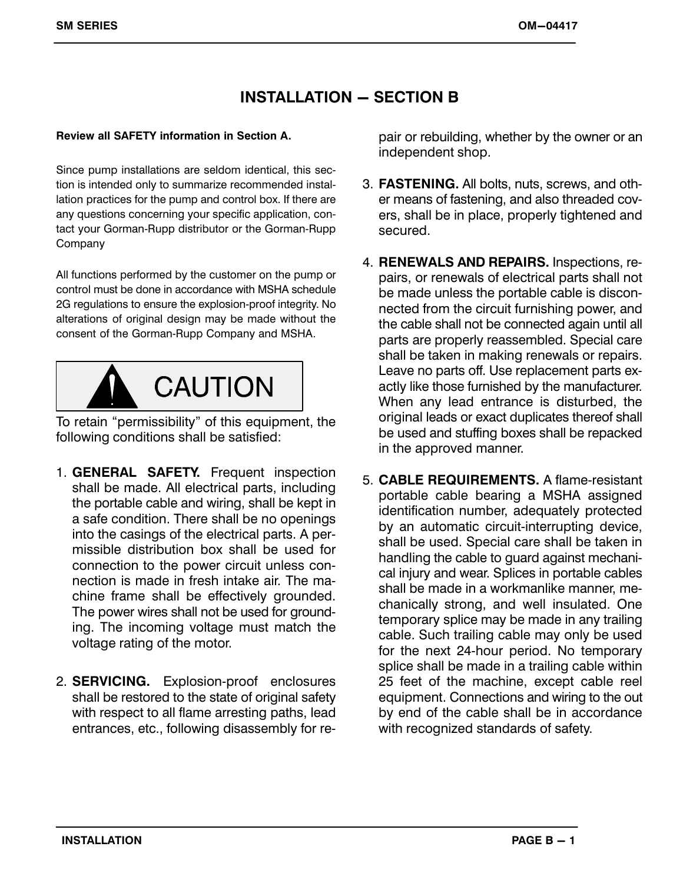# INSTALLATION — SECTION B

**Review all SAFETY information in Section A.**

Since pump installations are seldom identical, this section is intended only to summarize recommended installation practices for the pump and control box. If there are any questions concerning your specific application, contact your Gorman-Rupp distributor or the Gorman-Rupp Company

All functions performed by the customer on the pump or control must be done in accordance with MSHA schedule 2G regulations to ensure the explosion-proof integrity. No alterations of original design may be made without the consent of the Gorman-Rupp Company and MSHA.

**CAUTION**

To retain "permissibility" of this equipment, the following conditions shall be satisfied:

1. **GENERAL SAFETY.** Frequent inspection shall be made. All electrical parts, including the portable cable and wiring, shall be kept in a safe condition. There shall be no openings into the casings of the electrical parts. A permissible distribution box shall be used for connection to the power circuit unless connection is made in fresh intake air. The machine frame shall be effectively grounded. The power wires shall not be used for grounding. The incoming voltage must match the voltage rating of the motor.

2. **SERVICING.** Explosion-proof enclosures shall be restored to the state of original safety with respect to all flame arresting paths, lead entrances, etc., following disassembly for repair or rebuilding, whether by the owner or an independent shop.

3. **FASTENING.** All bolts, nuts, screws, and other means of fastening, and also threaded covers, shall be in place, properly tightened and secured.

4. **RENEWALS AND REPAIRS.** Inspections, repairs, or renewals of electrical parts shall not be made unless the portable cable is disconnected from the circuit furnishing power, and the cable shall not be connected again until all parts are properly reassembled. Special care shall be taken in making renewals or repairs. Leave no parts off. Use replacement parts exactly like those furnished by the manufacturer. When any lead entrance is disturbed, the original leads or exact duplicates thereof shall be used and stuffing boxes shall be repacked in the approved manner.

5. **CABLE REQUIREMENTS.** A flame-resistant portable cable bearing a MSHA assigned identification number, adequately protected by an automatic circuit-interrupting device, shall be used. Special care shall be taken in handling the cable to guard against mechanical injury and wear. Splices in portable cables shall be made in a workmanlike manner, mechanically strong, and well insulated. One temporary splice may be made in any trailing cable. Such trailing cable may only be used for the next 24-hour period. No temporary splice shall be made in a trailing cable within 25 feet of the machine, except cable reel equipment. Connections and wiring to the out by end of the cable shall be in accordance with recognized standards of safety.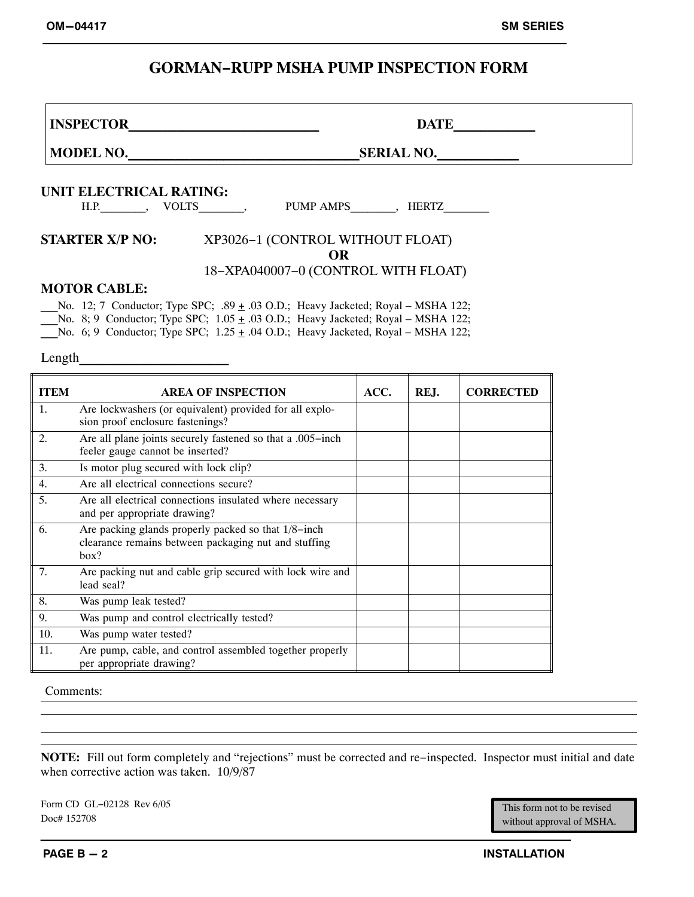# GORMAN−RUPP MSHA PUMP INSPECTION FORM

**INSPECTOR**\_\_\_\_\_\_\_\_\_\_\_\_\_\_\_\_\_\_\_\_\_\_\_\_\_\_ **DATE**\_\_\_\_\_\_\_\_\_\_\_

**MODEL NO.**\_\_\_\_\_\_\_\_\_\_\_\_\_\_\_\_\_\_\_\_\_\_\_\_\_\_\_\_\_\_\_\_\_ **SERIAL NO.**\_\_\_\_\_\_\_\_\_\_\_

**UNIT ELECTRICAL RATING:**

H.P.\_\_\_\_\_\_\_, VOLTS\_\_\_\_\_\_\_, PUMP AMPS\_\_\_\_\_\_\_, HERTZ\_\_\_\_\_\_\_

**STARTER X/P NO:** XP3026−1 (CONTROL WITHOUT FLOAT)

**OR**

18−XPA040007−0 (CONTROL WITH FLOAT)

**MOTOR CABLE:**

\_\_\_No. 12; 7 Conductor; Type SPC; .89 ± .03 O.D.; Heavy Jacketed; Royal – MSHA 122;
\_\_\_No. 8; 9 Conductor; Type SPC; 1.05 ± .03 O.D.; Heavy Jacketed; Royal – MSHA 122;
\_\_\_No. 6; 9 Conductor; Type SPC; 1.25 ± .04 O.D.; Heavy Jacketed, Royal – MSHA 122;

Length\_\_\_\_\_\_\_\_\_\_\_\_\_\_\_\_\_\_\_\_\_\_

| ITEM | AREA OF INSPECTION | ACC. | REJ. | CORRECTED |
|---|---|---|---|---|
| 1. | Are lockwashers (or equivalent) provided for all explosion proof enclosure fastenings? | | | |
| 2. | Are all plane joints securely fastened so that a .005−inch feeler gauge cannot be inserted? | | | |
| 3. | Is motor plug secured with lock clip? | | | |
| 4. | Are all electrical connections secure? | | | |
| 5. | Are all electrical connections insulated where necessary and per appropriate drawing? | | | |
| 6. | Are packing glands properly packed so that 1/8−inch clearance remains between packaging nut and stuffing box? | | | |
| 7. | Are packing nut and cable grip secured with lock wire and lead seal? | | | |
| 8. | Was pump leak tested? | | | |
| 9. | Was pump and control electrically tested? | | | |
| 10. | Was pump water tested? | | | |
| 11. | Are pump, cable, and control assembled together properly per appropriate drawing? | | | |

Comments:

**NOTE:** Fill out form completely and "rejections" must be corrected and re−inspected. Inspector must initial and date when corrective action was taken. 10/9/87

Form CD GL−02128 Rev 6/05
Doc# 152708

This form not to be revised without approval of MSHA.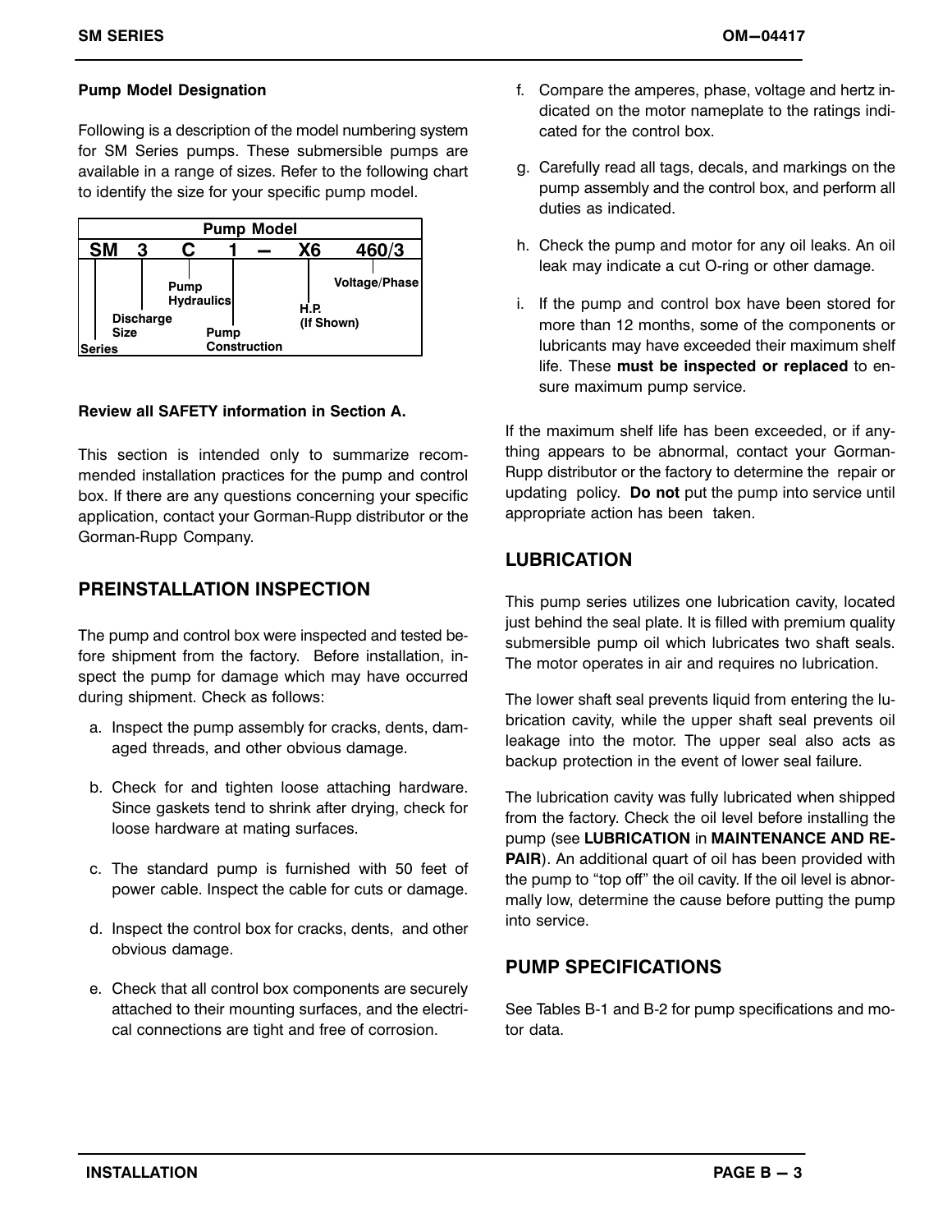**Pump Model Designation**

Following is a description of the model numbering system for SM Series pumps. These submersible pumps are available in a range of sizes. Refer to the following chart to identify the size for your specific pump model.

| Pump Model | | | | | | |
|---|---|---|---|---|---|---|
| SM | 3 | C | 1 | — | X6 | 460/3 |
| Series | Discharge Size | Pump Hydraulics | Pump Construction | | H.P. (If Shown) | Voltage/Phase |

**Review all SAFETY information in Section A.**

This section is intended only to summarize recommended installation practices for the pump and control box. If there are any questions concerning your specific application, contact your Gorman-Rupp distributor or the Gorman-Rupp Company.

## PREINSTALLATION INSPECTION

The pump and control box were inspected and tested before shipment from the factory. Before installation, inspect the pump for damage which may have occurred during shipment. Check as follows:

a. Inspect the pump assembly for cracks, dents, damaged threads, and other obvious damage.

b. Check for and tighten loose attaching hardware. Since gaskets tend to shrink after drying, check for loose hardware at mating surfaces.

c. The standard pump is furnished with 50 feet of power cable. Inspect the cable for cuts or damage.

d. Inspect the control box for cracks, dents, and other obvious damage.

e. Check that all control box components are securely attached to their mounting surfaces, and the electrical connections are tight and free of corrosion.

f. Compare the amperes, phase, voltage and hertz indicated on the motor nameplate to the ratings indicated for the control box.

g. Carefully read all tags, decals, and markings on the pump assembly and the control box, and perform all duties as indicated.

h. Check the pump and motor for any oil leaks. An oil leak may indicate a cut O-ring or other damage.

i. If the pump and control box have been stored for more than 12 months, some of the components or lubricants may have exceeded their maximum shelf life. These **must be inspected or replaced** to ensure maximum pump service.

If the maximum shelf life has been exceeded, or if anything appears to be abnormal, contact your Gorman-Rupp distributor or the factory to determine the repair or updating policy. **Do not** put the pump into service until appropriate action has been taken.

## LUBRICATION

This pump series utilizes one lubrication cavity, located just behind the seal plate. It is filled with premium quality submersible pump oil which lubricates two shaft seals. The motor operates in air and requires no lubrication.

The lower shaft seal prevents liquid from entering the lubrication cavity, while the upper shaft seal prevents oil leakage into the motor. The upper seal also acts as backup protection in the event of lower seal failure.

The lubrication cavity was fully lubricated when shipped from the factory. Check the oil level before installing the pump (see **LUBRICATION** in **MAINTENANCE AND REPAIR**). An additional quart of oil has been provided with the pump to “top off” the oil cavity. If the oil level is abnormally low, determine the cause before putting the pump into service.

## PUMP SPECIFICATIONS

See Tables B-1 and B-2 for pump specifications and motor data.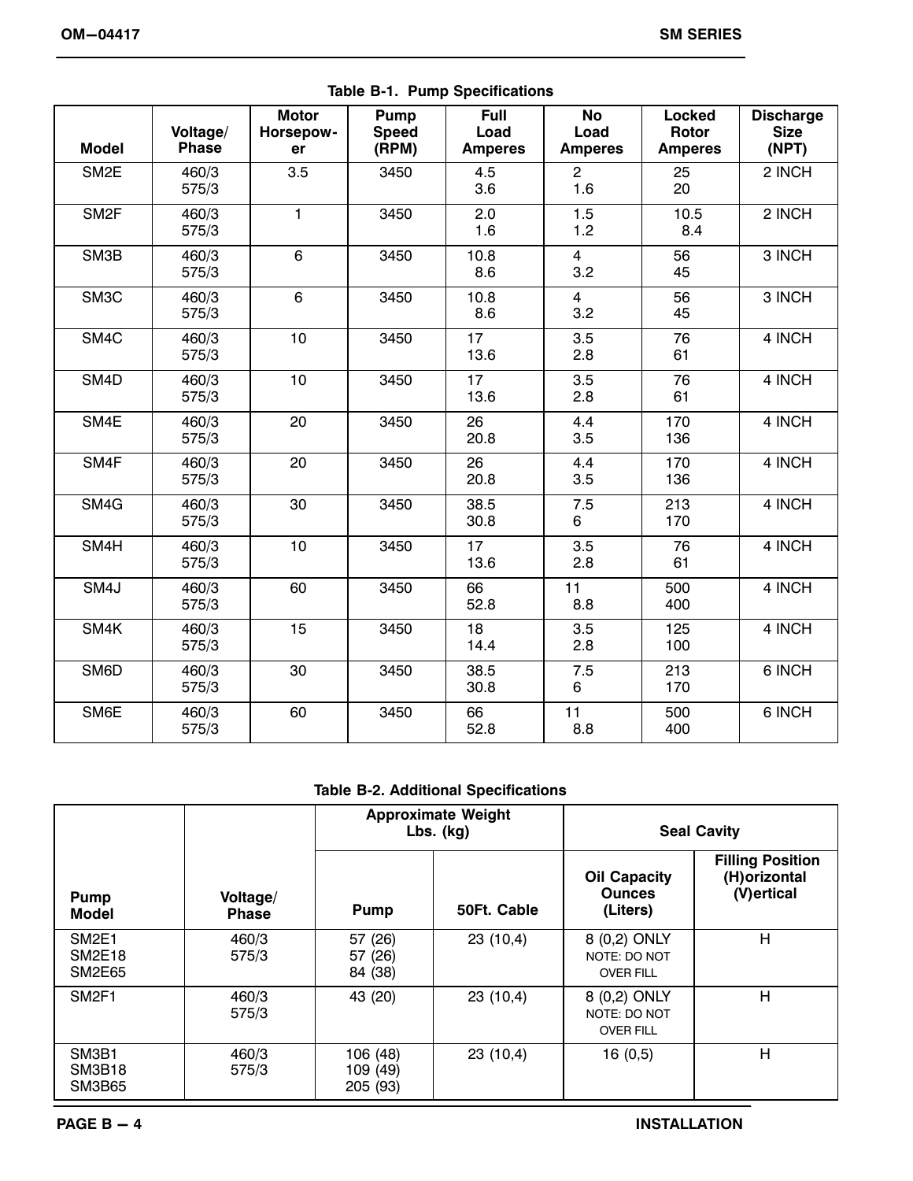**Table B-1. Pump Specifications**

| Model | Voltage/ Phase | Motor Horsepow-er | Pump Speed (RPM) | Full Load Amperes | No Load Amperes | Locked Rotor Amperes | Discharge Size (NPT) |
|---|---|---|---|---|---|---|---|
| SM2E | 460/3<br>575/3 | 3.5 | 3450 | 4.5<br>3.6 | 2<br>1.6 | 25<br>20 | 2 INCH |
| SM2F | 460/3<br>575/3 | 1 | 3450 | 2.0<br>1.6 | 1.5<br>1.2 | 10.5<br>8.4 | 2 INCH |
| SM3B | 460/3<br>575/3 | 6 | 3450 | 10.8<br>8.6 | 4<br>3.2 | 56<br>45 | 3 INCH |
| SM3C | 460/3<br>575/3 | 6 | 3450 | 10.8<br>8.6 | 4<br>3.2 | 56<br>45 | 3 INCH |
| SM4C | 460/3<br>575/3 | 10 | 3450 | 17<br>13.6 | 3.5<br>2.8 | 76<br>61 | 4 INCH |
| SM4D | 460/3<br>575/3 | 10 | 3450 | 17<br>13.6 | 3.5<br>2.8 | 76<br>61 | 4 INCH |
| SM4E | 460/3<br>575/3 | 20 | 3450 | 26<br>20.8 | 4.4<br>3.5 | 170<br>136 | 4 INCH |
| SM4F | 460/3<br>575/3 | 20 | 3450 | 26<br>20.8 | 4.4<br>3.5 | 170<br>136 | 4 INCH |
| SM4G | 460/3<br>575/3 | 30 | 3450 | 38.5<br>30.8 | 7.5<br>6 | 213<br>170 | 4 INCH |
| SM4H | 460/3<br>575/3 | 10 | 3450 | 17<br>13.6 | 3.5<br>2.8 | 76<br>61 | 4 INCH |
| SM4J | 460/3<br>575/3 | 60 | 3450 | 66<br>52.8 | 11<br>8.8 | 500<br>400 | 4 INCH |
| SM4K | 460/3<br>575/3 | 15 | 3450 | 18<br>14.4 | 3.5<br>2.8 | 125<br>100 | 4 INCH |
| SM6D | 460/3<br>575/3 | 30 | 3450 | 38.5<br>30.8 | 7.5<br>6 | 213<br>170 | 6 INCH |
| SM6E | 460/3<br>575/3 | 60 | 3450 | 66<br>52.8 | 11<br>8.8 | 500<br>400 | 6 INCH |

**Table B-2. Additional Specifications**

| Pump Model | Voltage/ Phase | Approximate Weight Lbs. (kg) | | Seal Cavity | |
|---|---|---|---|---|---|
| | | Pump | 50Ft. Cable | Oil Capacity Ounces (Liters) | Filling Position (H)orizontal (V)ertical |
| SM2E1<br>SM2E18<br>SM2E65 | 460/3<br>575/3 | 57 (26)<br>57 (26)<br>84 (38) | 23 (10,4) | 8 (0,2) ONLY<br>NOTE: DO NOT OVER FILL | H |
| SM2F1 | 460/3<br>575/3 | 43 (20) | 23 (10,4) | 8 (0,2) ONLY<br>NOTE: DO NOT OVER FILL | H |
| SM3B1<br>SM3B18<br>SM3B65 | 460/3<br>575/3 | 106 (48)<br>109 (49)<br>205 (93) | 23 (10,4) | 16 (0,5) | H |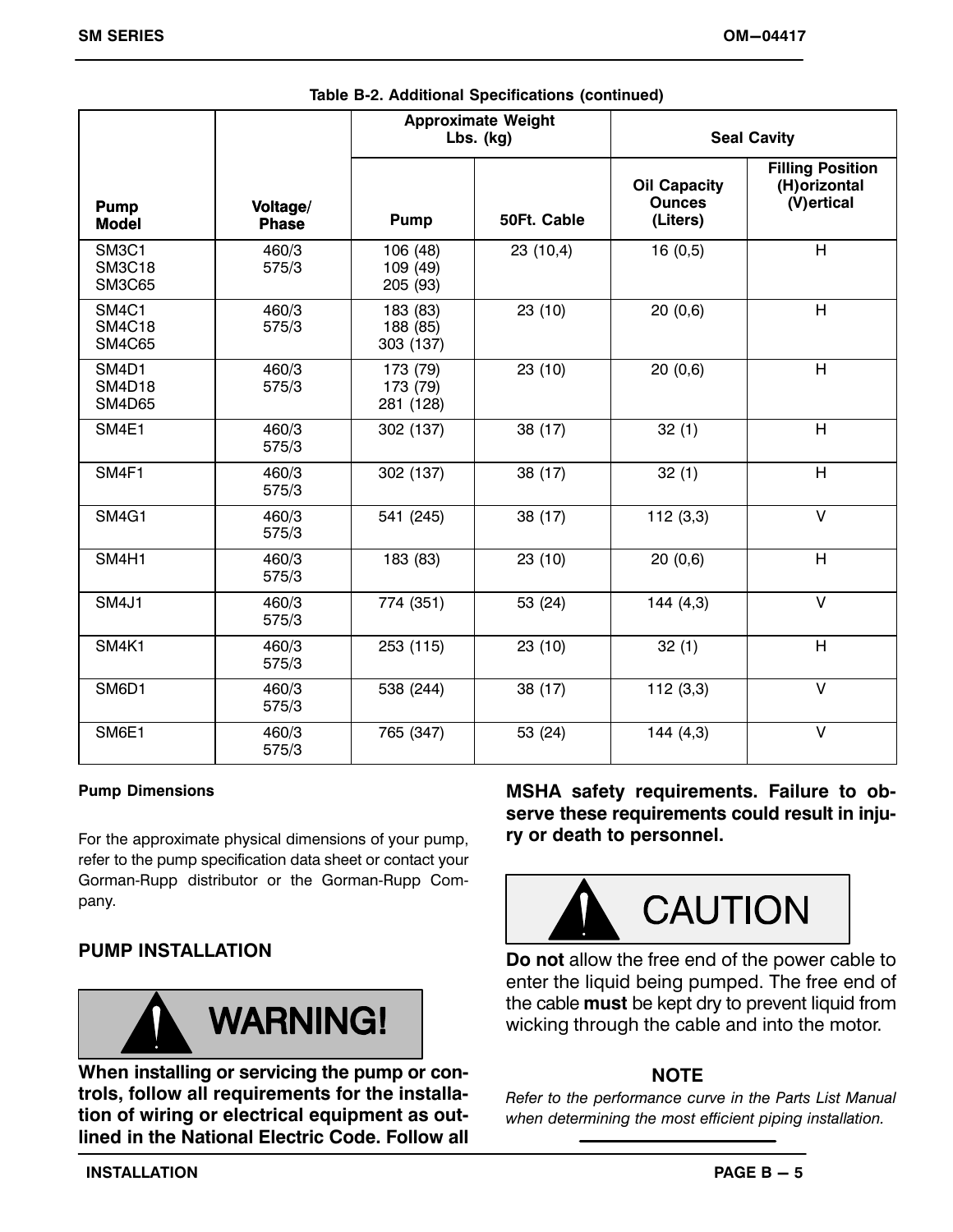Table B-2. Additional Specifications (continued)

| Pump Model | Voltage/ Phase | Approximate Weight Lbs. (kg) | | Seal Cavity | |
|---|---|---|---|---|---|
| | | Pump | 50Ft. Cable | Oil Capacity Ounces (Liters) | Filling Position (H)orizontal (V)ertical |
| SM3C1<br>SM3C18<br>SM3C65 | 460/3<br>575/3 | 106 (48)<br>109 (49)<br>205 (93) | 23 (10,4) | 16 (0,5) | H |
| SM4C1<br>SM4C18<br>SM4C65 | 460/3<br>575/3 | 183 (83)<br>188 (85)<br>303 (137) | 23 (10) | 20 (0,6) | H |
| SM4D1<br>SM4D18<br>SM4D65 | 460/3<br>575/3 | 173 (79)<br>173 (79)<br>281 (128) | 23 (10) | 20 (0,6) | H |
| SM4E1 | 460/3<br>575/3 | 302 (137) | 38 (17) | 32 (1) | H |
| SM4F1 | 460/3<br>575/3 | 302 (137) | 38 (17) | 32 (1) | H |
| SM4G1 | 460/3<br>575/3 | 541 (245) | 38 (17) | 112 (3,3) | V |
| SM4H1 | 460/3<br>575/3 | 183 (83) | 23 (10) | 20 (0,6) | H |
| SM4J1 | 460/3<br>575/3 | 774 (351) | 53 (24) | 144 (4,3) | V |
| SM4K1 | 460/3<br>575/3 | 253 (115) | 23 (10) | 32 (1) | H |
| SM6D1 | 460/3<br>575/3 | 538 (244) | 38 (17) | 112 (3,3) | V |
| SM6E1 | 460/3<br>575/3 | 765 (347) | 53 (24) | 144 (4,3) | V |

#### Pump Dimensions

For the approximate physical dimensions of your pump, refer to the pump specification data sheet or contact your Gorman-Rupp distributor or the Gorman-Rupp Company.

## PUMP INSTALLATION

**WARNING!**

**When installing or servicing the pump or controls, follow all requirements for the installation of wiring or electrical equipment as outlined in the National Electric Code. Follow all MSHA safety requirements. Failure to observe these requirements could result in injury or death to personnel.**

**CAUTION**

**Do not** allow the free end of the power cable to enter the liquid being pumped. The free end of the cable **must** be kept dry to prevent liquid from wicking through the cable and into the motor.

**NOTE**

*Refer to the performance curve in the Parts List Manual when determining the most efficient piping installation.*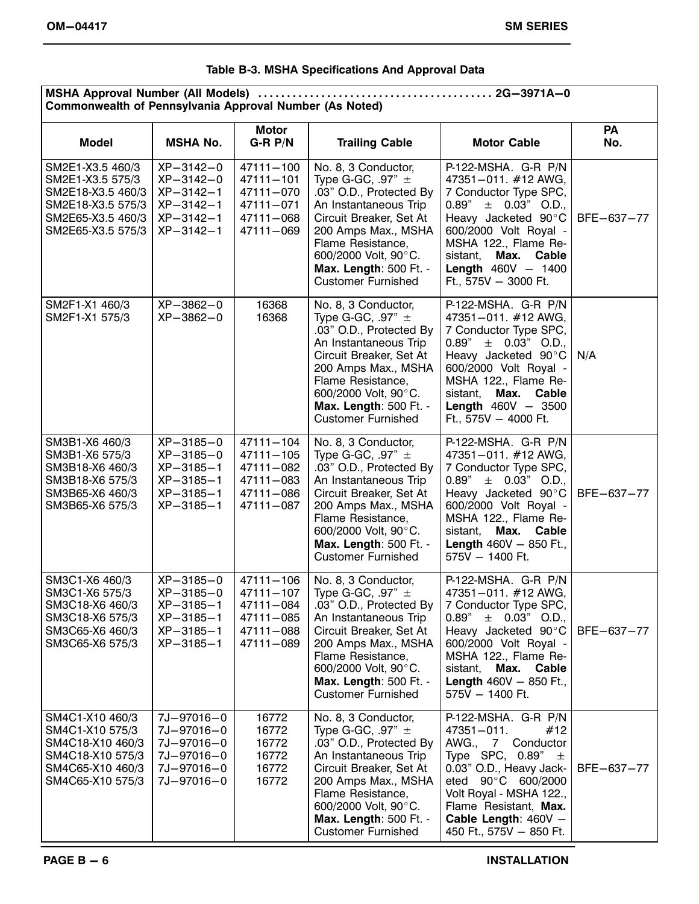**Table B-3. MSHA Specifications And Approval Data**

| MSHA Approval Number (All Models) .......................................... 2G−3971A−0<br>Commonwealth of Pennsylvania Approval Number (As Noted) | | | | | |
|---|---|---|---|---|---|
| **Model** | **MSHA No.** | **Motor G-R P/N** | **Trailing Cable** | **Motor Cable** | **PA No.** |
| SM2E1-X3.5 460/3<br>SM2E1-X3.5 575/3<br>SM2E18-X3.5 460/3<br>SM2E18-X3.5 575/3<br>SM2E65-X3.5 460/3<br>SM2E65-X3.5 575/3 | XP−3142−0<br>XP−3142−0<br>XP−3142−1<br>XP−3142−1<br>XP−3142−1<br>XP−3142−1 | 47111−100<br>47111−101<br>47111−070<br>47111−071<br>47111−068<br>47111−069 | No. 8, 3 Conductor, Type G-GC, .97" ± .03" O.D., Protected By An Instantaneous Trip Circuit Breaker, Set At 200 Amps Max., MSHA Flame Resistance, 600/2000 Volt, 90°C. **Max. Length**: 500 Ft. - Customer Furnished | P-122-MSHA. G-R P/N 47351−011. #12 AWG, 7 Conductor Type SPC, 0.89" ± 0.03" O.D., Heavy Jacketed 90°C 600/2000 Volt Royal - MSHA 122., Flame Resistant, **Max. Cable Length** 460V − 1400 Ft., 575V − 3000 Ft. | BFE−637−77 |
| SM2F1-X1 460/3<br>SM2F1-X1 575/3 | XP−3862−0<br>XP−3862−0 | 16368<br>16368 | No. 8, 3 Conductor, Type G-GC, .97" ± .03" O.D., Protected By An Instantaneous Trip Circuit Breaker, Set At 200 Amps Max., MSHA Flame Resistance, 600/2000 Volt, 90°C. **Max. Length**: 500 Ft. - Customer Furnished | P-122-MSHA. G-R P/N 47351−011. #12 AWG, 7 Conductor Type SPC, 0.89" ± 0.03" O.D., Heavy Jacketed 90°C 600/2000 Volt Royal - MSHA 122., Flame Resistant, **Max. Cable Length** 460V − 3500 Ft., 575V − 4000 Ft. | N/A |
| SM3B1-X6 460/3<br>SM3B1-X6 575/3<br>SM3B18-X6 460/3<br>SM3B18-X6 575/3<br>SM3B65-X6 460/3<br>SM3B65-X6 575/3 | XP−3185−0<br>XP−3185−0<br>XP−3185−1<br>XP−3185−1<br>XP−3185−1<br>XP−3185−1 | 47111−104<br>47111−105<br>47111−082<br>47111−083<br>47111−086<br>47111−087 | No. 8, 3 Conductor, Type G-GC, .97" ± .03" O.D., Protected By An Instantaneous Trip Circuit Breaker, Set At 200 Amps Max., MSHA Flame Resistance, 600/2000 Volt, 90°C. **Max. Length**: 500 Ft. - Customer Furnished | P-122-MSHA. G-R P/N 47351−011. #12 AWG, 7 Conductor Type SPC, 0.89" ± 0.03" O.D., Heavy Jacketed 90°C 600/2000 Volt Royal - MSHA 122., Flame Resistant, **Max. Cable Length** 460V − 850 Ft., 575V − 1400 Ft. | BFE−637−77 |
| SM3C1-X6 460/3<br>SM3C1-X6 575/3<br>SM3C18-X6 460/3<br>SM3C18-X6 575/3<br>SM3C65-X6 460/3<br>SM3C65-X6 575/3 | XP−3185−0<br>XP−3185−0<br>XP−3185−1<br>XP−3185−1<br>XP−3185−1<br>XP−3185−1 | 47111−106<br>47111−107<br>47111−084<br>47111−085<br>47111−088<br>47111−089 | No. 8, 3 Conductor, Type G-GC, .97" ± .03" O.D., Protected By An Instantaneous Trip Circuit Breaker, Set At 200 Amps Max., MSHA Flame Resistance, 600/2000 Volt, 90°C. **Max. Length**: 500 Ft. - Customer Furnished | P-122-MSHA. G-R P/N 47351−011. #12 AWG, 7 Conductor Type SPC, 0.89" ± 0.03" O.D., Heavy Jacketed 90°C 600/2000 Volt Royal - MSHA 122., Flame Resistant, **Max. Cable Length** 460V − 850 Ft., 575V − 1400 Ft. | BFE−637−77 |
| SM4C1-X10 460/3<br>SM4C1-X10 575/3<br>SM4C18-X10 460/3<br>SM4C18-X10 575/3<br>SM4C65-X10 460/3<br>SM4C65-X10 575/3 | 7J−97016−0<br>7J−97016−0<br>7J−97016−0<br>7J−97016−0<br>7J−97016−0<br>7J−97016−0 | 16772<br>16772<br>16772<br>16772<br>16772<br>16772 | No. 8, 3 Conductor, Type G-GC, .97" ± .03" O.D., Protected By An Instantaneous Trip Circuit Breaker, Set At 200 Amps Max., MSHA Flame Resistance, 600/2000 Volt, 90°C. **Max. Length**: 500 Ft. - Customer Furnished | P-122-MSHA. G-R P/N 47351−011. #12 AWG., 7 Conductor Type SPC, 0.89" ± 0.03" O.D., Heavy Jacketed 90°C 600/2000 Volt Royal - MSHA 122., Flame Resistant, **Max. Cable Length**: 460V − 450 Ft., 575V − 850 Ft. | BFE−637−77 |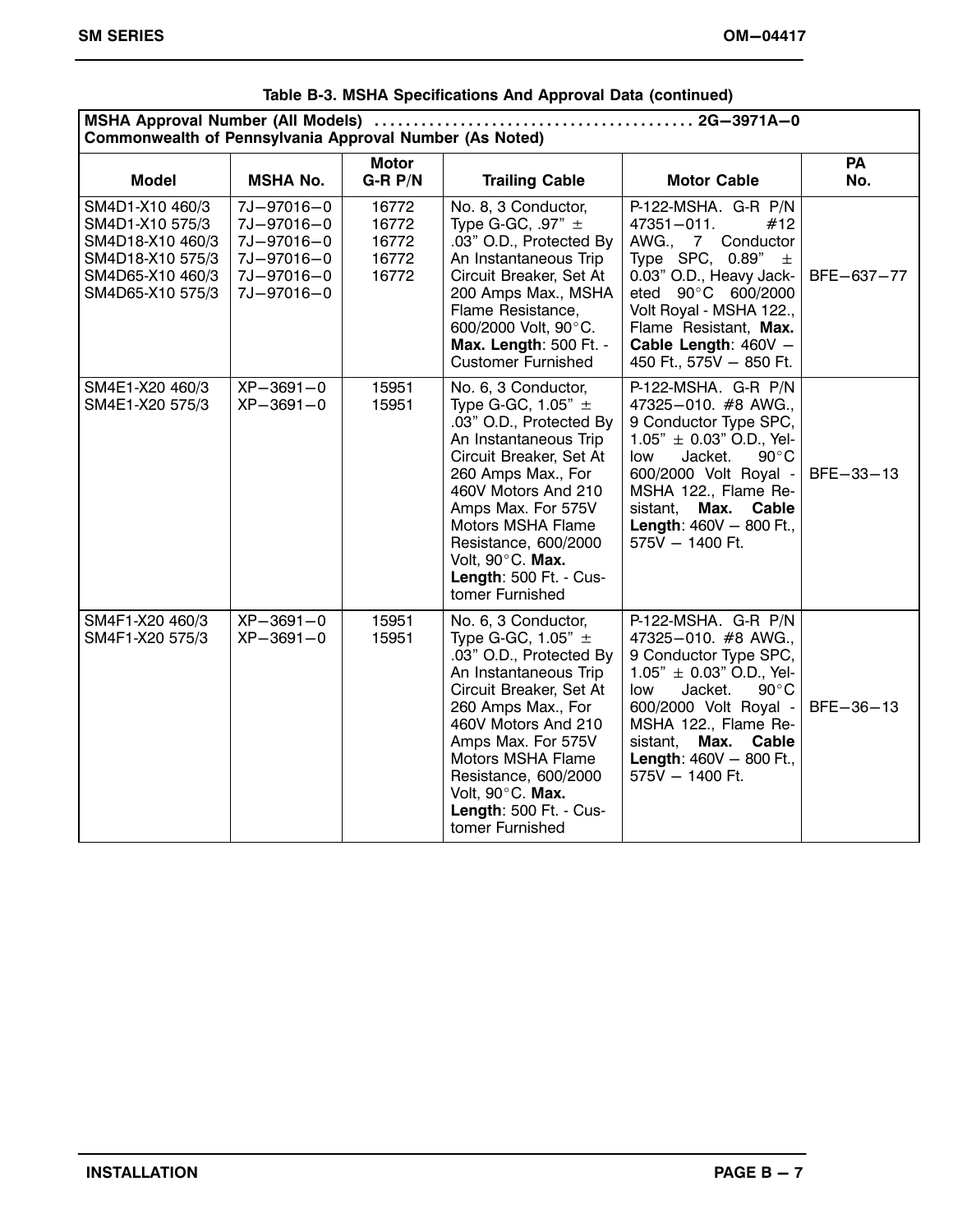**Table B-3. MSHA Specifications And Approval Data (continued)**

| MSHA Approval Number (All Models) ........................................ 2G−3971A−0<br>Commonwealth of Pennsylvania Approval Number (As Noted) | | | | | |
|---|---|---|---|---|---|
| **Model** | **MSHA No.** | **Motor G-R P/N** | **Trailing Cable** | **Motor Cable** | **PA No.** |
| SM4D1-X10 460/3<br>SM4D1-X10 575/3<br>SM4D18-X10 460/3<br>SM4D18-X10 575/3<br>SM4D65-X10 460/3<br>SM4D65-X10 575/3 | 7J−97016−0<br>7J−97016−0<br>7J−97016−0<br>7J−97016−0<br>7J−97016−0<br>7J−97016−0 | 16772<br>16772<br>16772<br>16772<br>16772 | No. 8, 3 Conductor, Type G-GC, .97" ± .03" O.D., Protected By An Instantaneous Trip Circuit Breaker, Set At 200 Amps Max., MSHA Flame Resistance, 600/2000 Volt, 90°C. **Max. Length**: 500 Ft. - Customer Furnished | P-122-MSHA. G-R P/N 47351−011. #12 AWG., 7 Conductor Type SPC, 0.89" ± 0.03" O.D., Heavy Jacketed 90°C 600/2000 Volt Royal - MSHA 122., Flame Resistant, **Max. Cable Length**: 460V − 450 Ft., 575V − 850 Ft. | BFE−637−77 |
| SM4E1-X20 460/3<br>SM4E1-X20 575/3 | XP−3691−0<br>XP−3691−0 | 15951<br>15951 | No. 6, 3 Conductor, Type G-GC, 1.05" ± .03" O.D., Protected By An Instantaneous Trip Circuit Breaker, Set At 260 Amps Max., For 460V Motors And 210 Amps Max. For 575V Motors MSHA Flame Resistance, 600/2000 Volt, 90°C. **Max. Length**: 500 Ft. - Customer Furnished | P-122-MSHA. G-R P/N 47325−010. #8 AWG., 9 Conductor Type SPC, 1.05" ± 0.03" O.D., Yellow Jacket. 90°C 600/2000 Volt Royal - MSHA 122., Flame Resistant, **Max. Cable Length**: 460V − 800 Ft., 575V − 1400 Ft. | BFE−33−13 |
| SM4F1-X20 460/3<br>SM4F1-X20 575/3 | XP−3691−0<br>XP−3691−0 | 15951<br>15951 | No. 6, 3 Conductor, Type G-GC, 1.05" ± .03" O.D., Protected By An Instantaneous Trip Circuit Breaker, Set At 260 Amps Max., For 460V Motors And 210 Amps Max. For 575V Motors MSHA Flame Resistance, 600/2000 Volt, 90°C. **Max. Length**: 500 Ft. - Customer Furnished | P-122-MSHA. G-R P/N 47325−010. #8 AWG., 9 Conductor Type SPC, 1.05" ± 0.03" O.D., Yellow Jacket. 90°C 600/2000 Volt Royal - MSHA 122., Flame Resistant, **Max. Cable Length**: 460V − 800 Ft., 575V − 1400 Ft. | BFE−36−13 |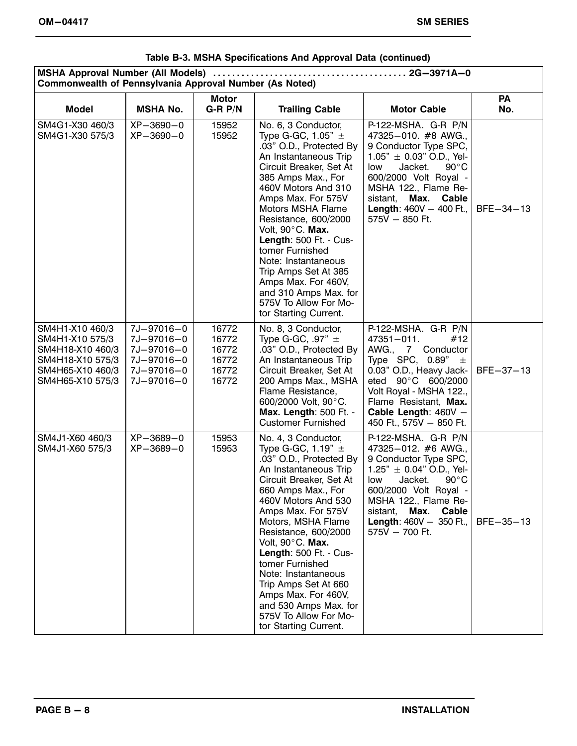**Table B-3. MSHA Specifications And Approval Data (continued)**

| MSHA Approval Number (All Models) ........................................ 2G−3971A−0<br>Commonwealth of Pennsylvania Approval Number (As Noted) | | | | | |
|---|---|---|---|---|---|
| **Model** | **MSHA No.** | **Motor G-R P/N** | **Trailing Cable** | **Motor Cable** | **PA No.** |
| SM4G1-X30 460/3<br>SM4G1-X30 575/3 | XP−3690−0<br>XP−3690−0 | 15952<br>15952 | No. 6, 3 Conductor, Type G-GC, 1.05" ± .03" O.D., Protected By An Instantaneous Trip Circuit Breaker, Set At 385 Amps Max., For 460V Motors And 310 Amps Max. For 575V Motors MSHA Flame Resistance, 600/2000 Volt, 90°C. **Max. Length**: 500 Ft. - Customer Furnished Note: Instantaneous Trip Amps Set At 385 Amps Max. For 460V, and 310 Amps Max. for 575V To Allow For Motor Starting Current. | P-122-MSHA. G-R P/N 47325−010. #8 AWG., 9 Conductor Type SPC, 1.05" ± 0.03" O.D., Yellow Jacket. 90°C 600/2000 Volt Royal - MSHA 122., Flame Resistant, **Max. Cable Length**: 460V − 400 Ft., 575V − 850 Ft. | BFE−34−13 |
| SM4H1-X10 460/3<br>SM4H1-X10 575/3<br>SM4H18-X10 460/3<br>SM4H18-X10 575/3<br>SM4H65-X10 460/3<br>SM4H65-X10 575/3 | 7J−97016−0<br>7J−97016−0<br>7J−97016−0<br>7J−97016−0<br>7J−97016−0<br>7J−97016−0 | 16772<br>16772<br>16772<br>16772<br>16772<br>16772 | No. 8, 3 Conductor, Type G-GC, .97" ± .03" O.D., Protected By An Instantaneous Trip Circuit Breaker, Set At 200 Amps Max., MSHA Flame Resistance, 600/2000 Volt, 90°C. **Max. Length**: 500 Ft. - Customer Furnished | P-122-MSHA. G-R P/N 47351−011. #12 AWG., 7 Conductor Type SPC, 0.89" ± 0.03" O.D., Heavy Jacketed 90°C 600/2000 Volt Royal - MSHA 122., Flame Resistant, **Max. Cable Length**: 460V − 450 Ft., 575V − 850 Ft. | BFE−37−13 |
| SM4J1-X60 460/3<br>SM4J1-X60 575/3 | XP−3689−0<br>XP−3689−0 | 15953<br>15953 | No. 4, 3 Conductor, Type G-GC, 1.19" ± .03" O.D., Protected By An Instantaneous Trip Circuit Breaker, Set At 660 Amps Max., For 460V Motors And 530 Amps Max. For 575V Motors, MSHA Flame Resistance, 600/2000 Volt, 90°C. **Max. Length**: 500 Ft. - Customer Furnished Note: Instantaneous Trip Amps Set At 660 Amps Max. For 460V, and 530 Amps Max. for 575V To Allow For Motor Starting Current. | P-122-MSHA. G-R P/N 47325−012. #6 AWG., 9 Conductor Type SPC, 1.25" ± 0.04" O.D., Yellow Jacket. 90°C 600/2000 Volt Royal - MSHA 122., Flame Resistant, **Max. Cable Length**: 460V − 350 Ft., 575V − 700 Ft. | BFE−35−13 |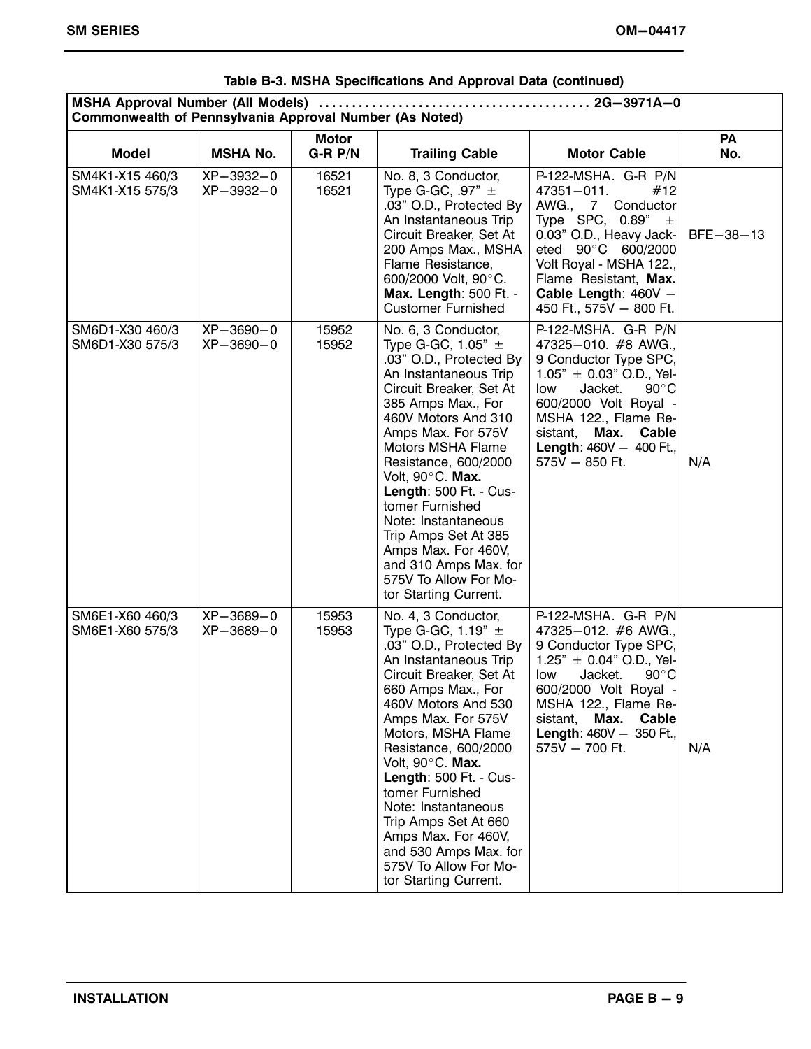**Table B-3. MSHA Specifications And Approval Data (continued)**

| MSHA Approval Number (All Models) .......................................... 2G−3971A−0<br>Commonwealth of Pennsylvania Approval Number (As Noted) | | | | | |
|---|---|---|---|---|---|
| **Model** | **MSHA No.** | **Motor G-R P/N** | **Trailing Cable** | **Motor Cable** | **PA No.** |
| SM4K1-X15 460/3<br>SM4K1-X15 575/3 | XP−3932−0<br>XP−3932−0 | 16521<br>16521 | No. 8, 3 Conductor, Type G-GC, .97" ± .03" O.D., Protected By An Instantaneous Trip Circuit Breaker, Set At 200 Amps Max., MSHA Flame Resistance, 600/2000 Volt, 90°C. **Max. Length**: 500 Ft. - Customer Furnished | P-122-MSHA. G-R P/N 47351−011. #12 AWG., 7 Conductor Type SPC, 0.89" ± 0.03" O.D., Heavy Jacketed 90°C 600/2000 Volt Royal - MSHA 122., Flame Resistant, **Max. Cable Length**: 460V − 450 Ft., 575V − 800 Ft. | BFE−38−13 |
| SM6D1-X30 460/3<br>SM6D1-X30 575/3 | XP−3690−0<br>XP−3690−0 | 15952<br>15952 | No. 6, 3 Conductor, Type G-GC, 1.05" ± .03" O.D., Protected By An Instantaneous Trip Circuit Breaker, Set At 385 Amps Max., For 460V Motors And 310 Amps Max. For 575V Motors MSHA Flame Resistance, 600/2000 Volt, 90°C. **Max. Length**: 500 Ft. - Customer Furnished<br>Note: Instantaneous Trip Amps Set At 385 Amps Max. For 460V, and 310 Amps Max. for 575V To Allow For Motor Starting Current. | P-122-MSHA. G-R P/N 47325−010. #8 AWG., 9 Conductor Type SPC, 1.05" ± 0.03" O.D., Yellow Jacket. 90°C 600/2000 Volt Royal - MSHA 122., Flame Resistant, **Max. Cable Length**: 460V − 400 Ft., 575V − 850 Ft. | N/A |
| SM6E1-X60 460/3<br>SM6E1-X60 575/3 | XP−3689−0<br>XP−3689−0 | 15953<br>15953 | No. 4, 3 Conductor, Type G-GC, 1.19" ± .03" O.D., Protected By An Instantaneous Trip Circuit Breaker, Set At 660 Amps Max., For 460V Motors And 530 Amps Max. For 575V Motors, MSHA Flame Resistance, 600/2000 Volt, 90°C. **Max. Length**: 500 Ft. - Customer Furnished<br>Note: Instantaneous Trip Amps Set At 660 Amps Max. For 460V, and 530 Amps Max. for 575V To Allow For Motor Starting Current. | P-122-MSHA. G-R P/N 47325−012. #6 AWG., 9 Conductor Type SPC, 1.25" ± 0.04" O.D., Yellow Jacket. 90°C 600/2000 Volt Royal - MSHA 122., Flame Resistant, **Max. Cable Length**: 460V − 350 Ft., 575V − 700 Ft. | N/A |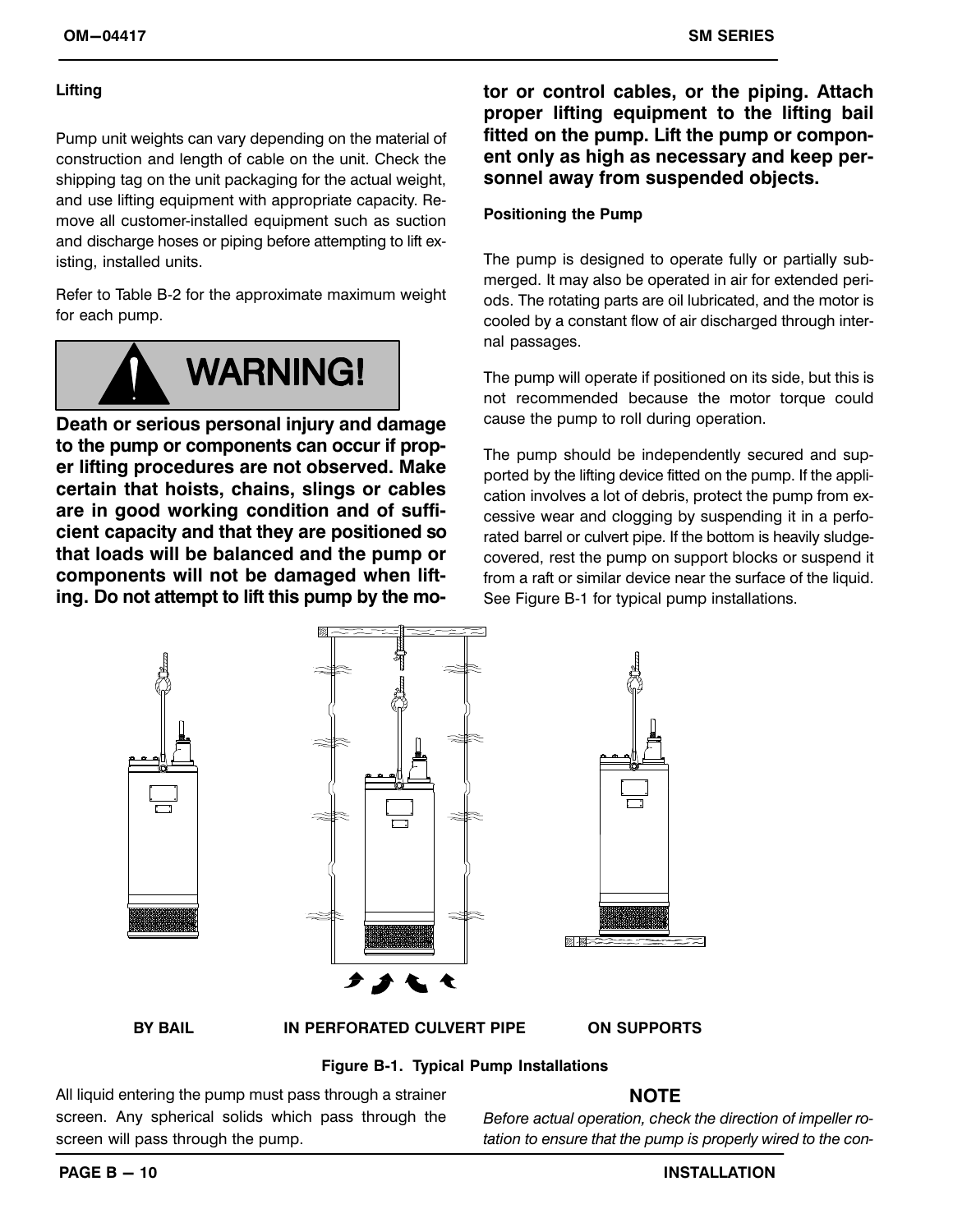### Lifting

Pump unit weights can vary depending on the material of construction and length of cable on the unit. Check the shipping tag on the unit packaging for the actual weight, and use lifting equipment with appropriate capacity. Remove all customer-installed equipment such as suction and discharge hoses or piping before attempting to lift existing, installed units.

Refer to Table B-2 for the approximate maximum weight for each pump.

**WARNING!**

**Death or serious personal injury and damage to the pump or components can occur if proper lifting procedures are not observed. Make certain that hoists, chains, slings or cables are in good working condition and of sufficient capacity and that they are positioned so that loads will be balanced and the pump or components will not be damaged when lifting. Do not attempt to lift this pump by the motor or control cables, or the piping. Attach proper lifting equipment to the lifting bail fitted on the pump. Lift the pump or component only as high as necessary and keep personnel away from suspended objects.**

### Positioning the Pump

The pump is designed to operate fully or partially submerged. It may also be operated in air for extended periods. The rotating parts are oil lubricated, and the motor is cooled by a constant flow of air discharged through internal passages.

The pump will operate if positioned on its side, but this is not recommended because the motor torque could cause the pump to roll during operation.

The pump should be independently secured and supported by the lifting device fitted on the pump. If the application involves a lot of debris, protect the pump from excessive wear and clogging by suspending it in a perforated barrel or culvert pipe. If the bottom is heavily sludge-covered, rest the pump on support blocks or suspend it from a raft or similar device near the surface of the liquid. See Figure B-1 for typical pump installations.

BY BAIL    IN PERFORATED CULVERT PIPE    ON SUPPORTS

**Figure B-1. Typical Pump Installations**

All liquid entering the pump must pass through a strainer screen. Any spherical solids which pass through the screen will pass through the pump.

**NOTE**

*Before actual operation, check the direction of impeller rotation to ensure that the pump is properly wired to the con-*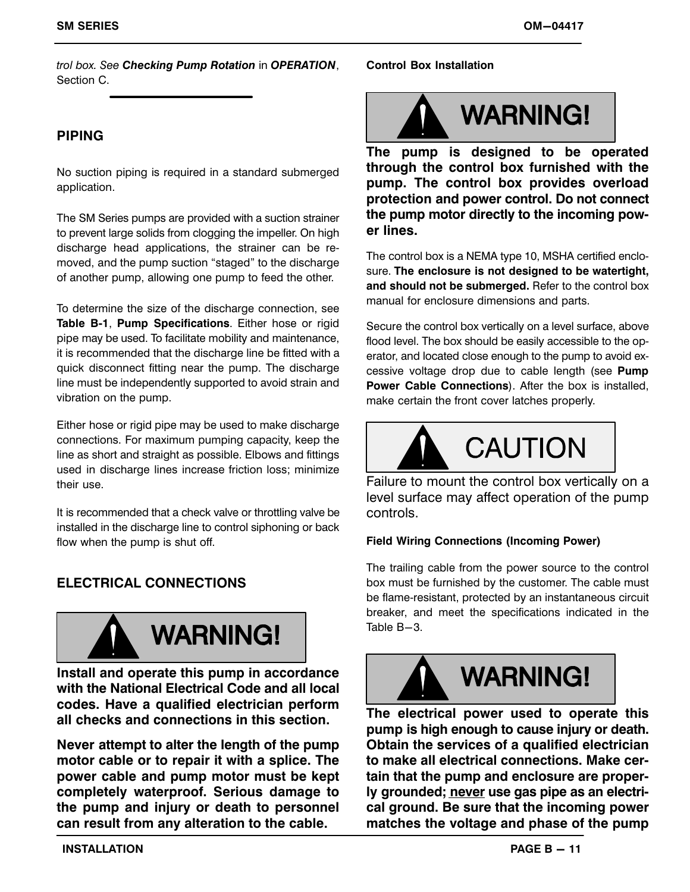*trol box. See **Checking Pump Rotation** in **OPERATION***, Section C.

## PIPING

No suction piping is required in a standard submerged application.

The SM Series pumps are provided with a suction strainer to prevent large solids from clogging the impeller. On high discharge head applications, the strainer can be removed, and the pump suction "staged" to the discharge of another pump, allowing one pump to feed the other.

To determine the size of the discharge connection, see **Table B-1**, **Pump Specifications**. Either hose or rigid pipe may be used. To facilitate mobility and maintenance, it is recommended that the discharge line be fitted with a quick disconnect fitting near the pump. The discharge line must be independently supported to avoid strain and vibration on the pump.

Either hose or rigid pipe may be used to make discharge connections. For maximum pumping capacity, keep the line as short and straight as possible. Elbows and fittings used in discharge lines increase friction loss; minimize their use.

It is recommended that a check valve or throttling valve be installed in the discharge line to control siphoning or back flow when the pump is shut off.

## ELECTRICAL CONNECTIONS

**WARNING!**

**Install and operate this pump in accordance with the National Electrical Code and all local codes. Have a qualified electrician perform all checks and connections in this section.**

**Never attempt to alter the length of the pump motor cable or to repair it with a splice. The power cable and pump motor must be kept completely waterproof. Serious damage to the pump and injury or death to personnel can result from any alteration to the cable.**

### Control Box Installation

**WARNING!**

**The pump is designed to be operated through the control box furnished with the pump. The control box provides overload protection and power control. Do not connect the pump motor directly to the incoming power lines.**

The control box is a NEMA type 10, MSHA certified enclosure. **The enclosure is not designed to be watertight, and should not be submerged.** Refer to the control box manual for enclosure dimensions and parts.

Secure the control box vertically on a level surface, above flood level. The box should be easily accessible to the operator, and located close enough to the pump to avoid excessive voltage drop due to cable length (see **Pump Power Cable Connections**). After the box is installed, make certain the front cover latches properly.

**CAUTION**

Failure to mount the control box vertically on a level surface may affect operation of the pump controls.

### Field Wiring Connections (Incoming Power)

The trailing cable from the power source to the control box must be furnished by the customer. The cable must be flame-resistant, protected by an instantaneous circuit breaker, and meet the specifications indicated in the Table B−3.

**WARNING!**

**The electrical power used to operate this pump is high enough to cause injury or death. Obtain the services of a qualified electrician to make all electrical connections. Make certain that the pump and enclosure are properly grounded; never use gas pipe as an electrical ground. Be sure that the incoming power matches the voltage and phase of the pump**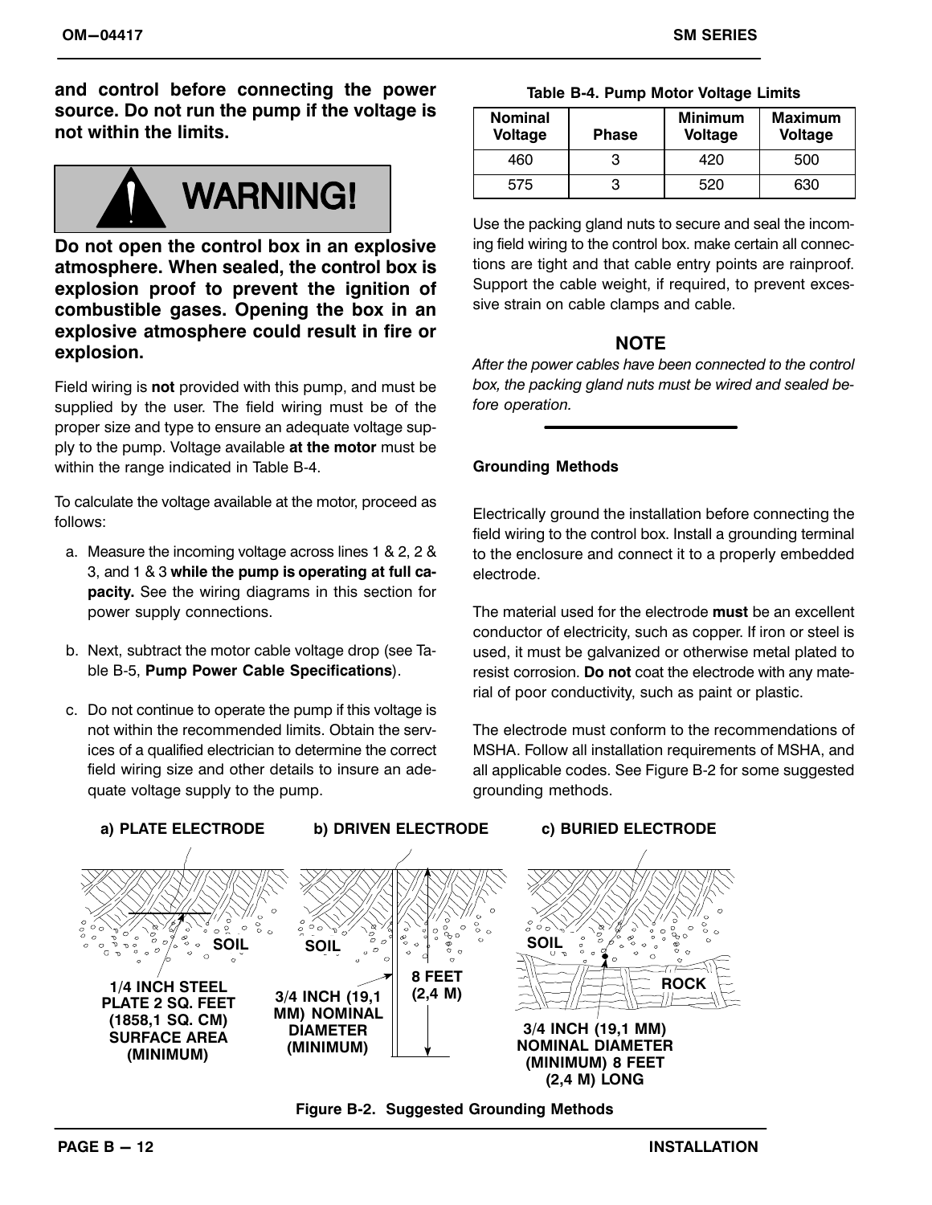**and control before connecting the power source. Do not run the pump if the voltage is not within the limits.**

**WARNING!**

**Do not open the control box in an explosive atmosphere. When sealed, the control box is explosion proof to prevent the ignition of combustible gases. Opening the box in an explosive atmosphere could result in fire or explosion.**

Field wiring is **not** provided with this pump, and must be supplied by the user. The field wiring must be of the proper size and type to ensure an adequate voltage supply to the pump. Voltage available **at the motor** must be within the range indicated in Table B-4.

To calculate the voltage available at the motor, proceed as follows:

a. Measure the incoming voltage across lines 1 & 2, 2 & 3, and 1 & 3 **while the pump is operating at full capacity.** See the wiring diagrams in this section for power supply connections.

b. Next, subtract the motor cable voltage drop (see Table B-5, **Pump Power Cable Specifications**).

c. Do not continue to operate the pump if this voltage is not within the recommended limits. Obtain the services of a qualified electrician to determine the correct field wiring size and other details to insure an adequate voltage supply to the pump.

**Table B-4. Pump Motor Voltage Limits**

| Nominal Voltage | Phase | Minimum Voltage | Maximum Voltage |
|---|---|---|---|
| 460 | 3 | 420 | 500 |
| 575 | 3 | 520 | 630 |

Use the packing gland nuts to secure and seal the incoming field wiring to the control box. make certain all connections are tight and that cable entry points are rainproof. Support the cable weight, if required, to prevent excessive strain on cable clamps and cable.

**NOTE**

*After the power cables have been connected to the control box, the packing gland nuts must be wired and sealed before operation.*

**Grounding Methods**

Electrically ground the installation before connecting the field wiring to the control box. Install a grounding terminal to the enclosure and connect it to a properly embedded electrode.

The material used for the electrode **must** be an excellent conductor of electricity, such as copper. If iron or steel is used, it must be galvanized or otherwise metal plated to resist corrosion. **Do not** coat the electrode with any material of poor conductivity, such as paint or plastic.

The electrode must conform to the recommendations of MSHA. Follow all installation requirements of MSHA, and all applicable codes. See Figure B-2 for some suggested grounding methods.

**a) PLATE ELECTRODE** — SOIL — 1/4 INCH STEEL PLATE 2 SQ. FEET (1858,1 SQ. CM) SURFACE AREA (MINIMUM)

**b) DRIVEN ELECTRODE** — SOIL — 3/4 INCH (19,1 MM) NOMINAL DIAMETER (MINIMUM) — 8 FEET (2,4 M)

**c) BURIED ELECTRODE** — SOIL — ROCK — 3/4 INCH (19,1 MM) NOMINAL DIAMETER (MINIMUM) 8 FEET (2,4 M) LONG

**Figure B-2. Suggested Grounding Methods**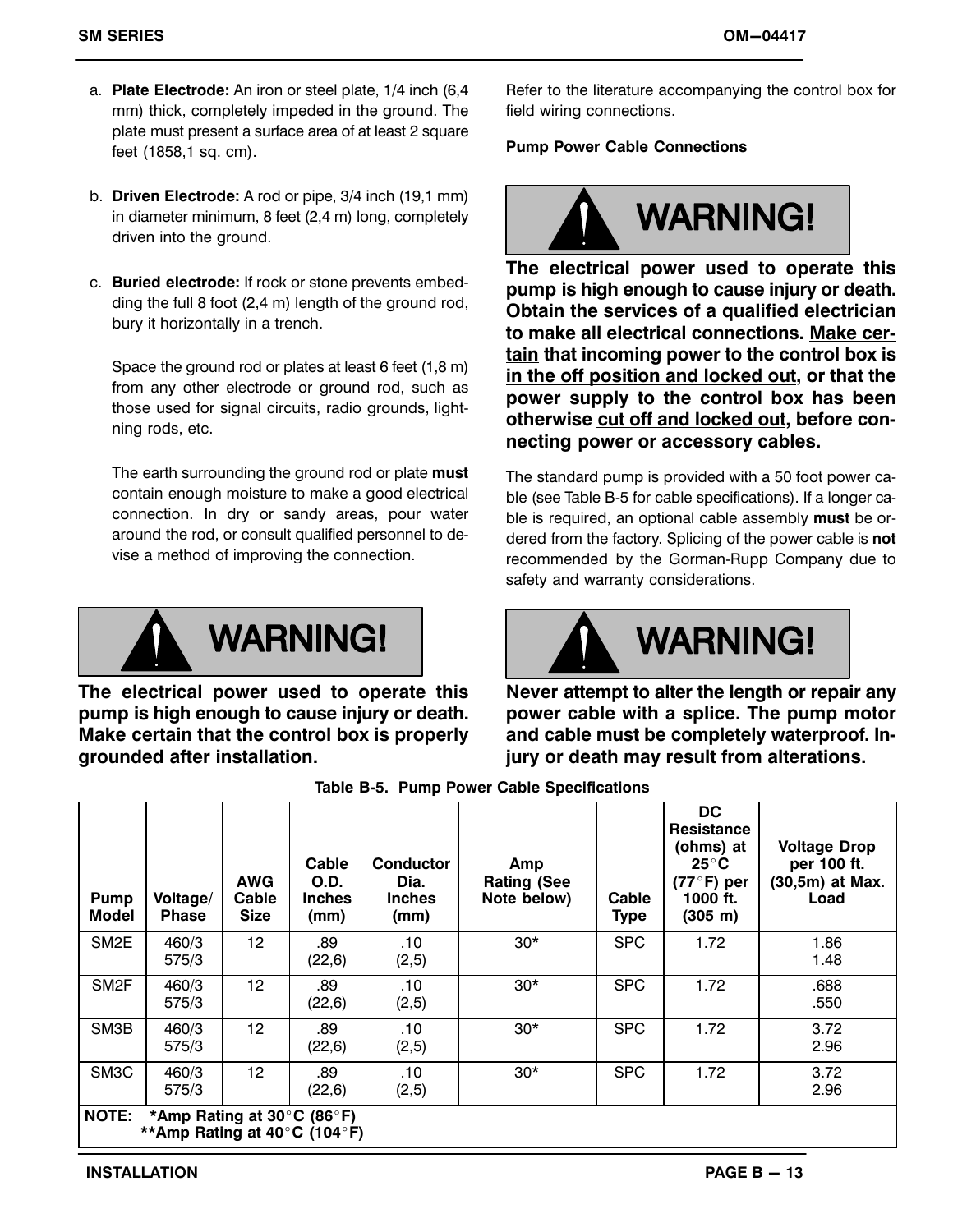a. **Plate Electrode:** An iron or steel plate, 1/4 inch (6,4 mm) thick, completely impeded in the ground. The plate must present a surface area of at least 2 square feet (1858,1 sq. cm).

b. **Driven Electrode:** A rod or pipe, 3/4 inch (19,1 mm) in diameter minimum, 8 feet (2,4 m) long, completely driven into the ground.

c. **Buried electrode:** If rock or stone prevents embedding the full 8 foot (2,4 m) length of the ground rod, bury it horizontally in a trench.

Space the ground rod or plates at least 6 feet (1,8 m) from any other electrode or ground rod, such as those used for signal circuits, radio grounds, lightning rods, etc.

The earth surrounding the ground rod or plate **must** contain enough moisture to make a good electrical connection. In dry or sandy areas, pour water around the rod, or consult qualified personnel to devise a method of improving the connection.

**WARNING!**

**The electrical power used to operate this pump is high enough to cause injury or death. Make certain that the control box is properly grounded after installation.**

Refer to the literature accompanying the control box for field wiring connections.

**Pump Power Cable Connections**

**WARNING!**

**The electrical power used to operate this pump is high enough to cause injury or death. Obtain the services of a qualified electrician to make all electrical connections. Make certain that incoming power to the control box is in the off position and locked out, or that the power supply to the control box has been otherwise cut off and locked out, before connecting power or accessory cables.**

The standard pump is provided with a 50 foot power cable (see Table B-5 for cable specifications). If a longer cable is required, an optional cable assembly **must** be ordered from the factory. Splicing of the power cable is **not** recommended by the Gorman-Rupp Company due to safety and warranty considerations.

**WARNING!**

**Never attempt to alter the length or repair any power cable with a splice. The pump motor and cable must be completely waterproof. Injury or death may result from alterations.**

**Table B-5. Pump Power Cable Specifications**

| Pump Model | Voltage/ Phase | AWG Cable Size | Cable O.D. Inches (mm) | Conductor Dia. Inches (mm) | Amp Rating (See Note below) | Cable Type | DC Resistance (ohms) at 25°C (77°F) per 1000 ft. (305 m) | Voltage Drop per 100 ft. (30,5m) at Max. Load |
|---|---|---|---|---|---|---|---|---|
| SM2E | 460/3<br>575/3 | 12 | .89<br>(22,6) | .10<br>(2,5) | 30* | SPC | 1.72 | 1.86<br>1.48 |
| SM2F | 460/3<br>575/3 | 12 | .89<br>(22,6) | .10<br>(2,5) | 30* | SPC | 1.72 | .688<br>.550 |
| SM3B | 460/3<br>575/3 | 12 | .89<br>(22,6) | .10<br>(2,5) | 30* | SPC | 1.72 | 3.72<br>2.96 |
| SM3C | 460/3<br>575/3 | 12 | .89<br>(22,6) | .10<br>(2,5) | 30* | SPC | 1.72 | 3.72<br>2.96 |

**NOTE:** *Amp Rating at 30°C (86°F)
**Amp Rating at 40°C (104°F)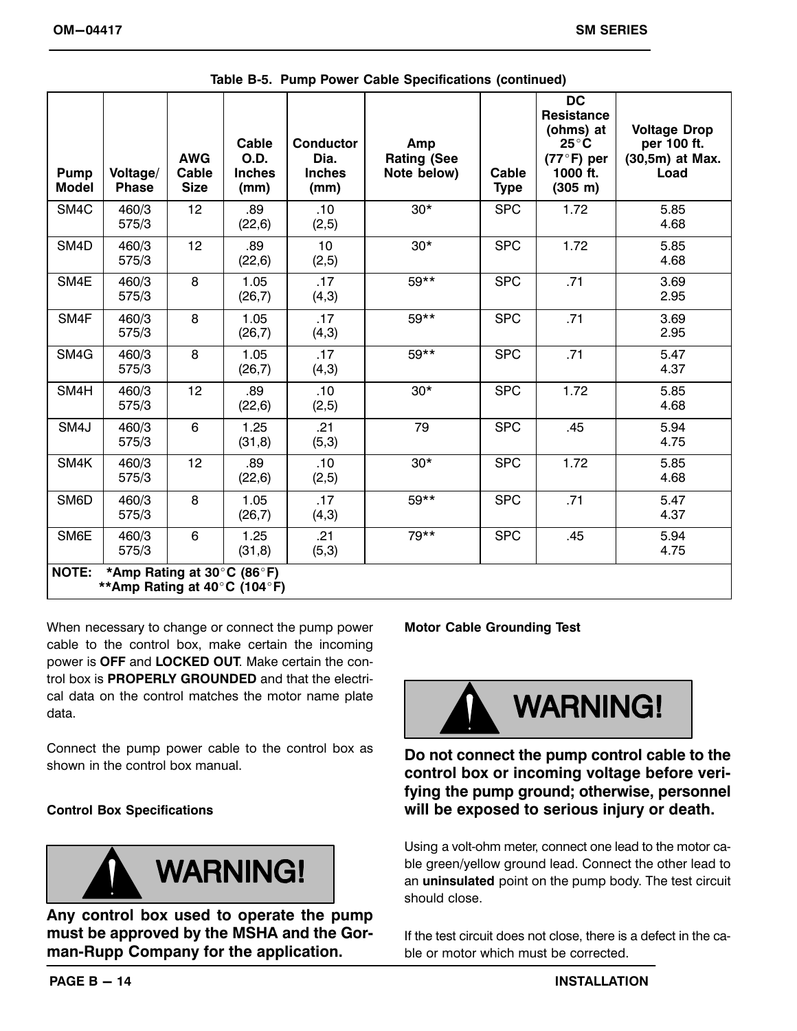Table B-5. Pump Power Cable Specifications (continued)

| Pump Model | Voltage/ Phase | AWG Cable Size | Cable O.D. Inches (mm) | Conductor Dia. Inches (mm) | Amp Rating (See Note below) | Cable Type | DC Resistance (ohms) at 25°C (77°F) per 1000 ft. (305 m) | Voltage Drop per 100 ft. (30,5m) at Max. Load |
|---|---|---|---|---|---|---|---|---|
| SM4C | 460/3<br>575/3 | 12 | .89<br>(22,6) | .10<br>(2,5) | 30* | SPC | 1.72 | 5.85<br>4.68 |
| SM4D | 460/3<br>575/3 | 12 | .89<br>(22,6) | 10<br>(2,5) | 30* | SPC | 1.72 | 5.85<br>4.68 |
| SM4E | 460/3<br>575/3 | 8 | 1.05<br>(26,7) | .17<br>(4,3) | 59** | SPC | .71 | 3.69<br>2.95 |
| SM4F | 460/3<br>575/3 | 8 | 1.05<br>(26,7) | .17<br>(4,3) | 59** | SPC | .71 | 3.69<br>2.95 |
| SM4G | 460/3<br>575/3 | 8 | 1.05<br>(26,7) | .17<br>(4,3) | 59** | SPC | .71 | 5.47<br>4.37 |
| SM4H | 460/3<br>575/3 | 12 | .89<br>(22,6) | .10<br>(2,5) | 30* | SPC | 1.72 | 5.85<br>4.68 |
| SM4J | 460/3<br>575/3 | 6 | 1.25<br>(31,8) | .21<br>(5,3) | 79 | SPC | .45 | 5.94<br>4.75 |
| SM4K | 460/3<br>575/3 | 12 | .89<br>(22,6) | .10<br>(2,5) | 30* | SPC | 1.72 | 5.85<br>4.68 |
| SM6D | 460/3<br>575/3 | 8 | 1.05<br>(26,7) | .17<br>(4,3) | 59** | SPC | .71 | 5.47<br>4.37 |
| SM6E | 460/3<br>575/3 | 6 | 1.25<br>(31,8) | .21<br>(5,3) | 79** | SPC | .45 | 5.94<br>4.75 |

**NOTE: *Amp Rating at 30°C (86°F)**
**\*\*Amp Rating at 40°C (104°F)**

When necessary to change or connect the pump power cable to the control box, make certain the incoming power is **OFF** and **LOCKED OUT**. Make certain the control box is **PROPERLY GROUNDED** and that the electrical data on the control matches the motor name plate data.

Connect the pump power cable to the control box as shown in the control box manual.

**Control Box Specifications**

**WARNING!**

**Any control box used to operate the pump must be approved by the MSHA and the Gorman-Rupp Company for the application.**

**Motor Cable Grounding Test**

**WARNING!**

**Do not connect the pump control cable to the control box or incoming voltage before verifying the pump ground; otherwise, personnel will be exposed to serious injury or death.**

Using a volt-ohm meter, connect one lead to the motor cable green/yellow ground lead. Connect the other lead to an **uninsulated** point on the pump body. The test circuit should close.

If the test circuit does not close, there is a defect in the cable or motor which must be corrected.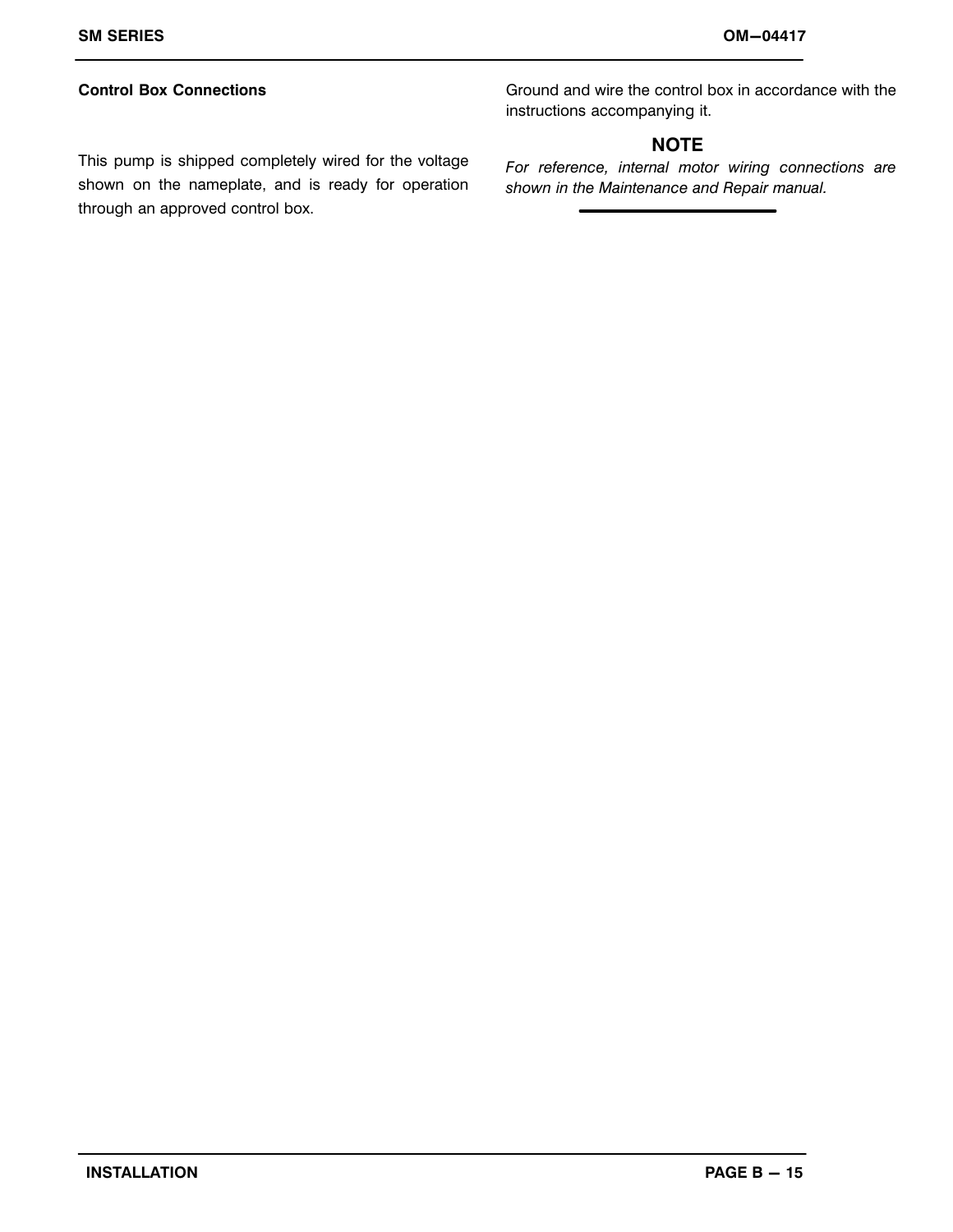### Control Box Connections

This pump is shipped completely wired for the voltage shown on the nameplate, and is ready for operation through an approved control box.

Ground and wire the control box in accordance with the instructions accompanying it.

**NOTE**

*For reference, internal motor wiring connections are shown in the Maintenance and Repair manual.*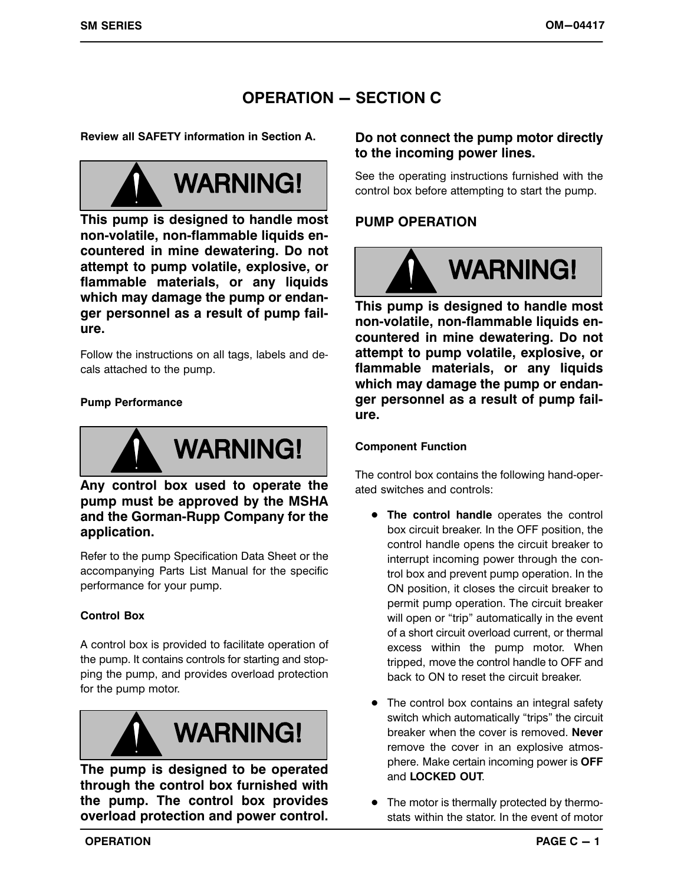# OPERATION — SECTION C

**Review all SAFETY information in Section A.**

**WARNING!**

**This pump is designed to handle most non-volatile, non-flammable liquids encountered in mine dewatering. Do not attempt to pump volatile, explosive, or flammable materials, or any liquids which may damage the pump or endanger personnel as a result of pump failure.**

Follow the instructions on all tags, labels and decals attached to the pump.

### Pump Performance

**WARNING!**

**Any control box used to operate the pump must be approved by the MSHA and the Gorman-Rupp Company for the application.**

Refer to the pump Specification Data Sheet or the accompanying Parts List Manual for the specific performance for your pump.

### Control Box

A control box is provided to facilitate operation of the pump. It contains controls for starting and stopping the pump, and provides overload protection for the pump motor.

**WARNING!**

**The pump is designed to be operated through the control box furnished with the pump. The control box provides overload protection and power control. Do not connect the pump motor directly to the incoming power lines.**

See the operating instructions furnished with the control box before attempting to start the pump.

## PUMP OPERATION

**WARNING!**

**This pump is designed to handle most non-volatile, non-flammable liquids encountered in mine dewatering. Do not attempt to pump volatile, explosive, or flammable materials, or any liquids which may damage the pump or endanger personnel as a result of pump failure.**

### Component Function

The control box contains the following hand-operated switches and controls:

- **The control handle** operates the control box circuit breaker. In the OFF position, the control handle opens the circuit breaker to interrupt incoming power through the control box and prevent pump operation. In the ON position, it closes the circuit breaker to permit pump operation. The circuit breaker will open or "trip" automatically in the event of a short circuit overload current, or thermal excess within the pump motor. When tripped, move the control handle to OFF and back to ON to reset the circuit breaker.
- The control box contains an integral safety switch which automatically "trips" the circuit breaker when the cover is removed. **Never** remove the cover in an explosive atmosphere. Make certain incoming power is **OFF** and **LOCKED OUT**.
- The motor is thermally protected by thermostats within the stator. In the event of motor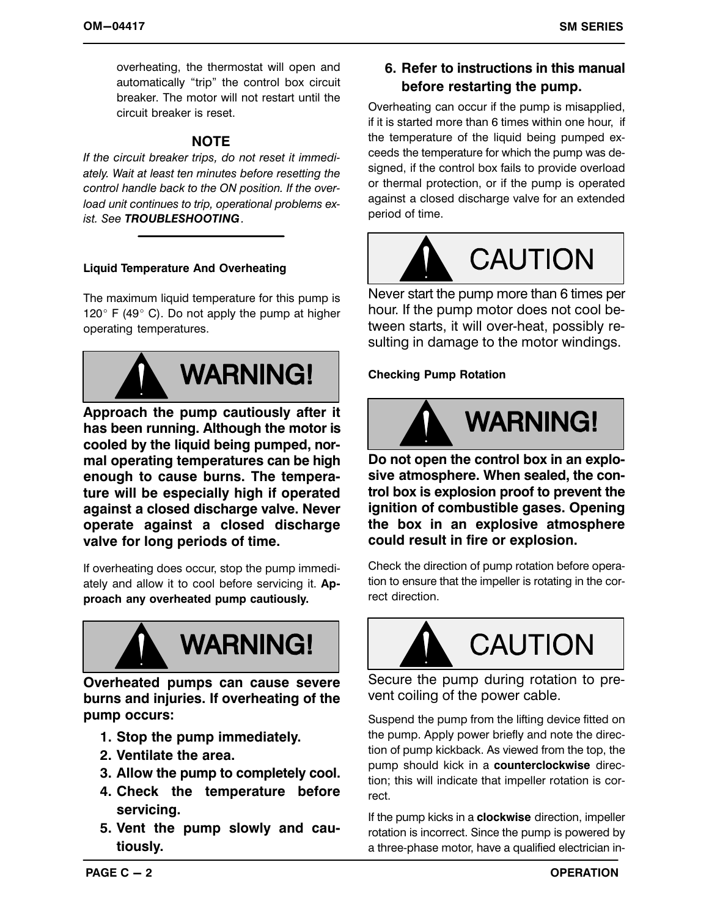overheating, the thermostat will open and automatically "trip" the control box circuit breaker. The motor will not restart until the circuit breaker is reset.

**NOTE**

*If the circuit breaker trips, do not reset it immediately. Wait at least ten minutes before resetting the control handle back to the ON position. If the overload unit continues to trip, operational problems exist. See* ***TROUBLESHOOTING****.*

#### Liquid Temperature And Overheating

The maximum liquid temperature for this pump is 120° F (49° C). Do not apply the pump at higher operating temperatures.

**WARNING!**

**Approach the pump cautiously after it has been running. Although the motor is cooled by the liquid being pumped, normal operating temperatures can be high enough to cause burns. The temperature will be especially high if operated against a closed discharge valve. Never operate against a closed discharge valve for long periods of time.**

If overheating does occur, stop the pump immediately and allow it to cool before servicing it. **Approach any overheated pump cautiously.**

**WARNING!**

**Overheated pumps can cause severe burns and injuries. If overheating of the pump occurs:**

1. **Stop the pump immediately.**
2. **Ventilate the area.**
3. **Allow the pump to completely cool.**
4. **Check the temperature before servicing.**
5. **Vent the pump slowly and cautiously.**
6. **Refer to instructions in this manual before restarting the pump.**

Overheating can occur if the pump is misapplied, if it is started more than 6 times within one hour, if the temperature of the liquid being pumped exceeds the temperature for which the pump was designed, if the control box fails to provide overload or thermal protection, or if the pump is operated against a closed discharge valve for an extended period of time.

**CAUTION**

Never start the pump more than 6 times per hour. If the pump motor does not cool between starts, it will over-heat, possibly resulting in damage to the motor windings.

#### Checking Pump Rotation

**WARNING!**

**Do not open the control box in an explosive atmosphere. When sealed, the control box is explosion proof to prevent the ignition of combustible gases. Opening the box in an explosive atmosphere could result in fire or explosion.**

Check the direction of pump rotation before operation to ensure that the impeller is rotating in the correct direction.

**CAUTION**

Secure the pump during rotation to prevent coiling of the power cable.

Suspend the pump from the lifting device fitted on the pump. Apply power briefly and note the direction of pump kickback. As viewed from the top, the pump should kick in a **counterclockwise** direction; this will indicate that impeller rotation is correct.

If the pump kicks in a **clockwise** direction, impeller rotation is incorrect. Since the pump is powered by a three-phase motor, have a qualified electrician in-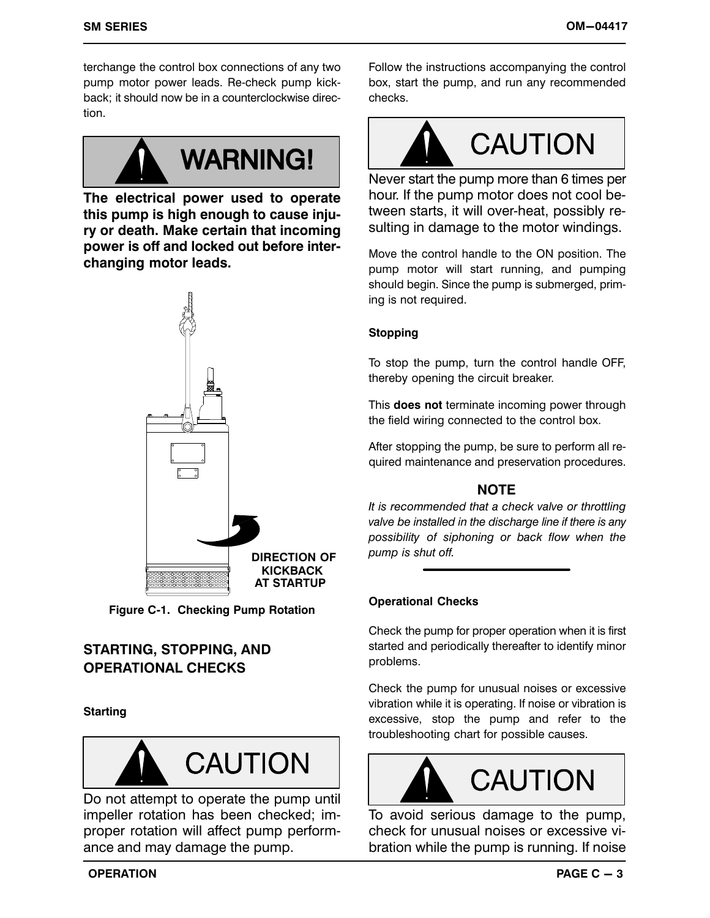terchange the control box connections of any two pump motor power leads. Re-check pump kickback; it should now be in a counterclockwise direction.

**WARNING!**

**The electrical power used to operate this pump is high enough to cause injury or death. Make certain that incoming power is off and locked out before interchanging motor leads.**

DIRECTION OF KICKBACK AT STARTUP

**Figure C-1. Checking Pump Rotation**

## STARTING, STOPPING, AND OPERATIONAL CHECKS

### Starting

**CAUTION**

Do not attempt to operate the pump until impeller rotation has been checked; improper rotation will affect pump performance and may damage the pump.

Follow the instructions accompanying the control box, start the pump, and run any recommended checks.

**CAUTION**

Never start the pump more than 6 times per hour. If the pump motor does not cool between starts, it will over-heat, possibly resulting in damage to the motor windings.

Move the control handle to the ON position. The pump motor will start running, and pumping should begin. Since the pump is submerged, priming is not required.

### Stopping

To stop the pump, turn the control handle OFF, thereby opening the circuit breaker.

This **does not** terminate incoming power through the field wiring connected to the control box.

After stopping the pump, be sure to perform all required maintenance and preservation procedures.

**NOTE**

*It is recommended that a check valve or throttling valve be installed in the discharge line if there is any possibility of siphoning or back flow when the pump is shut off.*

### Operational Checks

Check the pump for proper operation when it is first started and periodically thereafter to identify minor problems.

Check the pump for unusual noises or excessive vibration while it is operating. If noise or vibration is excessive, stop the pump and refer to the troubleshooting chart for possible causes.

**CAUTION**

To avoid serious damage to the pump, check for unusual noises or excessive vibration while the pump is running. If noise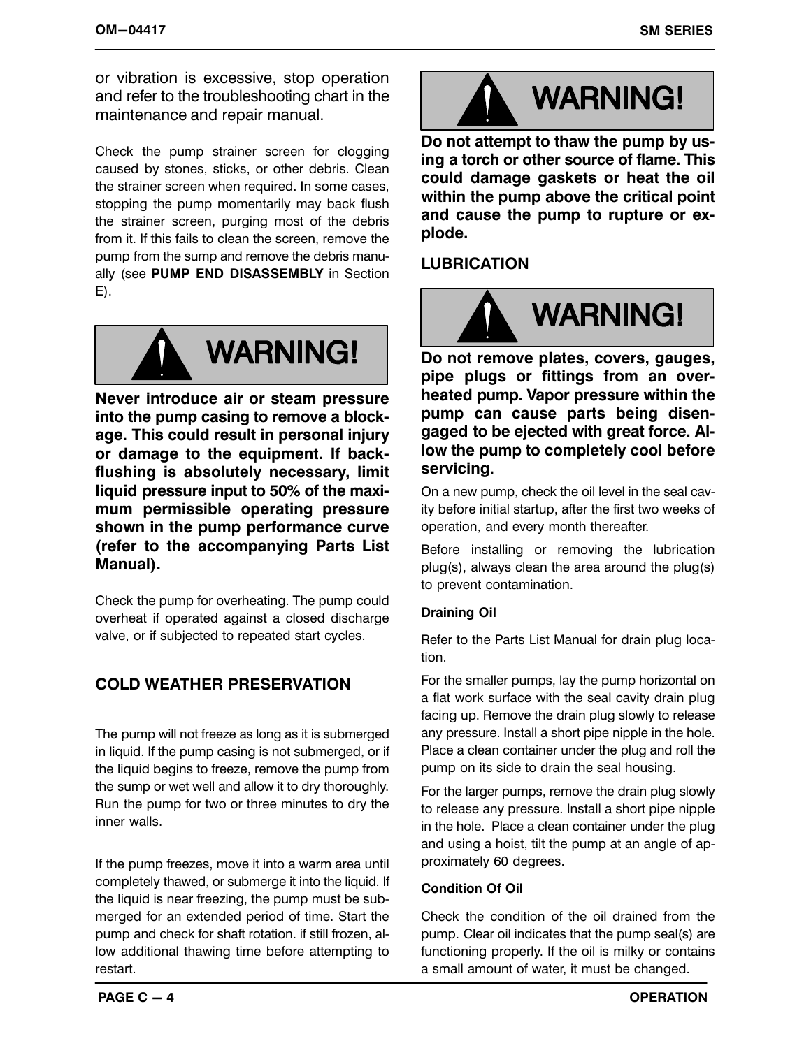or vibration is excessive, stop operation and refer to the troubleshooting chart in the maintenance and repair manual.

Check the pump strainer screen for clogging caused by stones, sticks, or other debris. Clean the strainer screen when required. In some cases, stopping the pump momentarily may back flush the strainer screen, purging most of the debris from it. If this fails to clean the screen, remove the pump from the sump and remove the debris manually (see **PUMP END DISASSEMBLY** in Section E).

**WARNING!**

**Never introduce air or steam pressure into the pump casing to remove a blockage. This could result in personal injury or damage to the equipment. If backflushing is absolutely necessary, limit liquid pressure input to 50% of the maximum permissible operating pressure shown in the pump performance curve (refer to the accompanying Parts List Manual).**

Check the pump for overheating. The pump could overheat if operated against a closed discharge valve, or if subjected to repeated start cycles.

## COLD WEATHER PRESERVATION

The pump will not freeze as long as it is submerged in liquid. If the pump casing is not submerged, or if the liquid begins to freeze, remove the pump from the sump or wet well and allow it to dry thoroughly. Run the pump for two or three minutes to dry the inner walls.

If the pump freezes, move it into a warm area until completely thawed, or submerge it into the liquid. If the liquid is near freezing, the pump must be submerged for an extended period of time. Start the pump and check for shaft rotation. if still frozen, allow additional thawing time before attempting to restart.

**WARNING!**

**Do not attempt to thaw the pump by using a torch or other source of flame. This could damage gaskets or heat the oil within the pump above the critical point and cause the pump to rupture or explode.**

## LUBRICATION

**WARNING!**

**Do not remove plates, covers, gauges, pipe plugs or fittings from an overheated pump. Vapor pressure within the pump can cause parts being disengaged to be ejected with great force. Allow the pump to completely cool before servicing.**

On a new pump, check the oil level in the seal cavity before initial startup, after the first two weeks of operation, and every month thereafter.

Before installing or removing the lubrication plug(s), always clean the area around the plug(s) to prevent contamination.

### Draining Oil

Refer to the Parts List Manual for drain plug location.

For the smaller pumps, lay the pump horizontal on a flat work surface with the seal cavity drain plug facing up. Remove the drain plug slowly to release any pressure. Install a short pipe nipple in the hole. Place a clean container under the plug and roll the pump on its side to drain the seal housing.

For the larger pumps, remove the drain plug slowly to release any pressure. Install a short pipe nipple in the hole. Place a clean container under the plug and using a hoist, tilt the pump at an angle of approximately 60 degrees.

### Condition Of Oil

Check the condition of the oil drained from the pump. Clear oil indicates that the pump seal(s) are functioning properly. If the oil is milky or contains a small amount of water, it must be changed.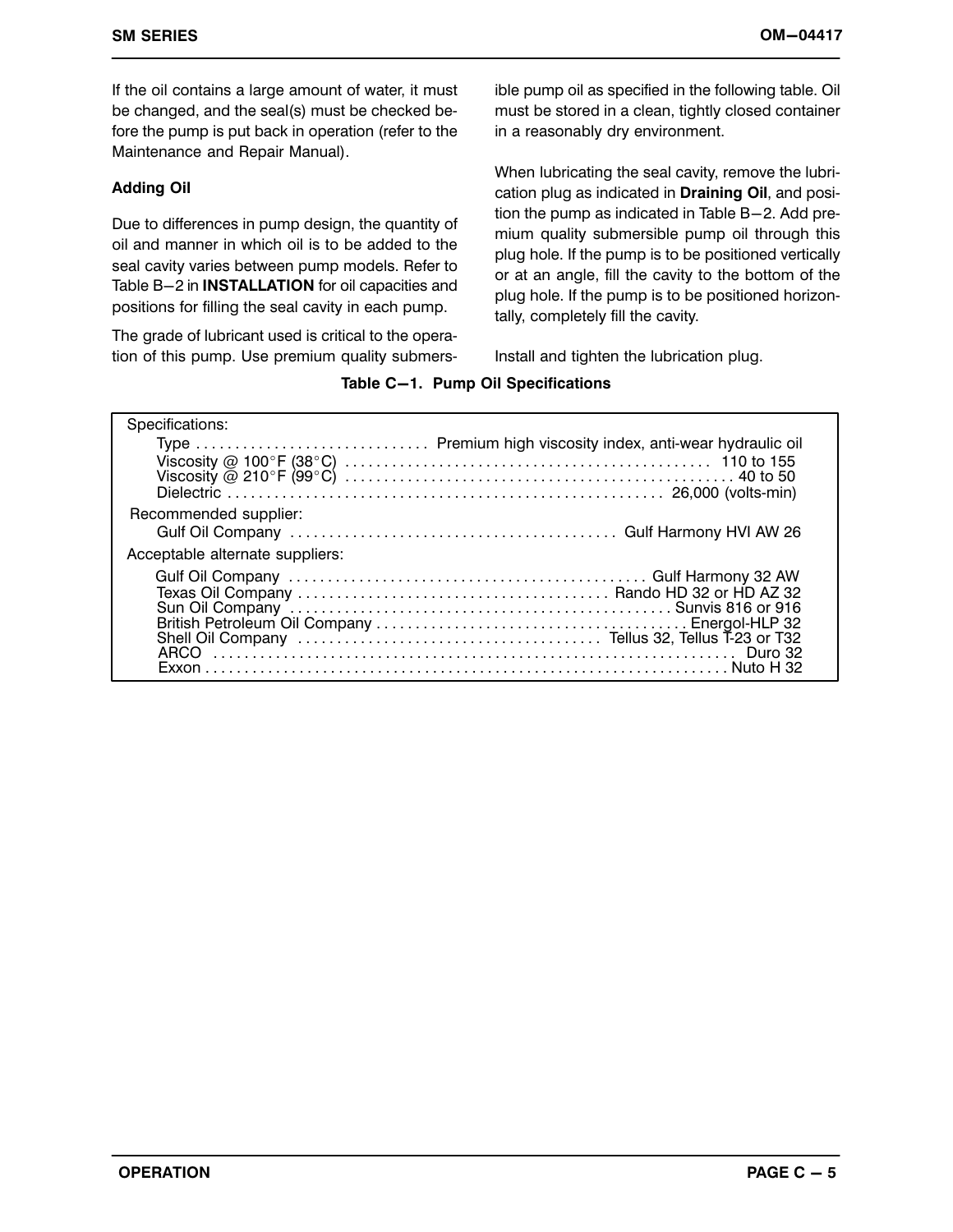If the oil contains a large amount of water, it must be changed, and the seal(s) must be checked before the pump is put back in operation (refer to the Maintenance and Repair Manual).

**Adding Oil**

Due to differences in pump design, the quantity of oil and manner in which oil is to be added to the seal cavity varies between pump models. Refer to Table B−2 in **INSTALLATION** for oil capacities and positions for filling the seal cavity in each pump.

The grade of lubricant used is critical to the operation of this pump. Use premium quality submersible pump oil as specified in the following table. Oil must be stored in a clean, tightly closed container in a reasonably dry environment.

When lubricating the seal cavity, remove the lubrication plug as indicated in **Draining Oil**, and position the pump as indicated in Table B−2. Add premium quality submersible pump oil through this plug hole. If the pump is to be positioned vertically or at an angle, fill the cavity to the bottom of the plug hole. If the pump is to be positioned horizontally, completely fill the cavity.

Install and tighten the lubrication plug.

**Table C−1. Pump Oil Specifications**

| Item | Value |
|---|---|
| **Specifications:** | |
| Type | Premium high viscosity index, anti-wear hydraulic oil |
| Viscosity @ 100°F (38°C) | 110 to 155 |
| Viscosity @ 210°F (99°C) | 40 to 50 |
| Dielectric | 26,000 (volts-min) |
| **Recommended supplier:** | |
| Gulf Oil Company | Gulf Harmony HVI AW 26 |
| **Acceptable alternate suppliers:** | |
| Gulf Oil Company | Gulf Harmony 32 AW |
| Texas Oil Company | Rando HD 32 or HD AZ 32 |
| Sun Oil Company | Sunvis 816 or 916 |
| British Petroleum Oil Company | Energol-HLP 32 |
| Shell Oil Company | Tellus 32, Tellus T-23 or T32 |
| ARCO | Duro 32 |
| Exxon | Nuto H 32 |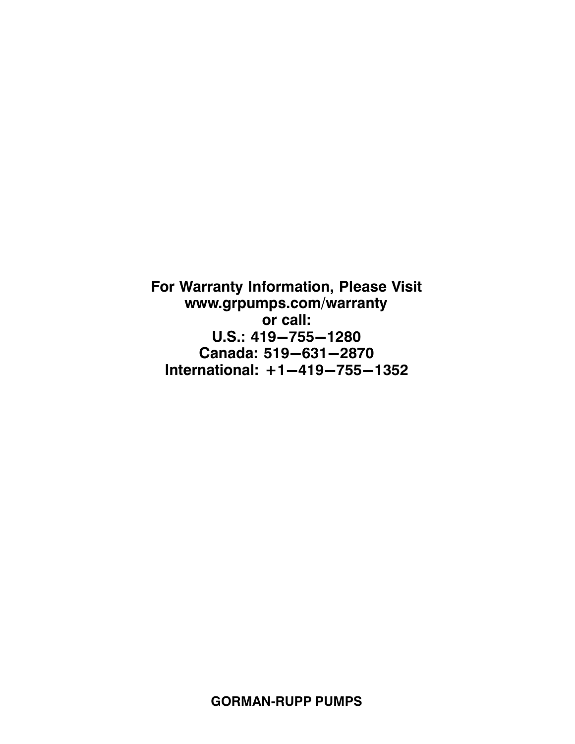**For Warranty Information, Please Visit**
**www.grpumps.com/warranty**
**or call:**
**U.S.: 419—755—1280**
**Canada: 519—631—2870**
**International: +1—419—755—1352**

**GORMAN-RUPP PUMPS**